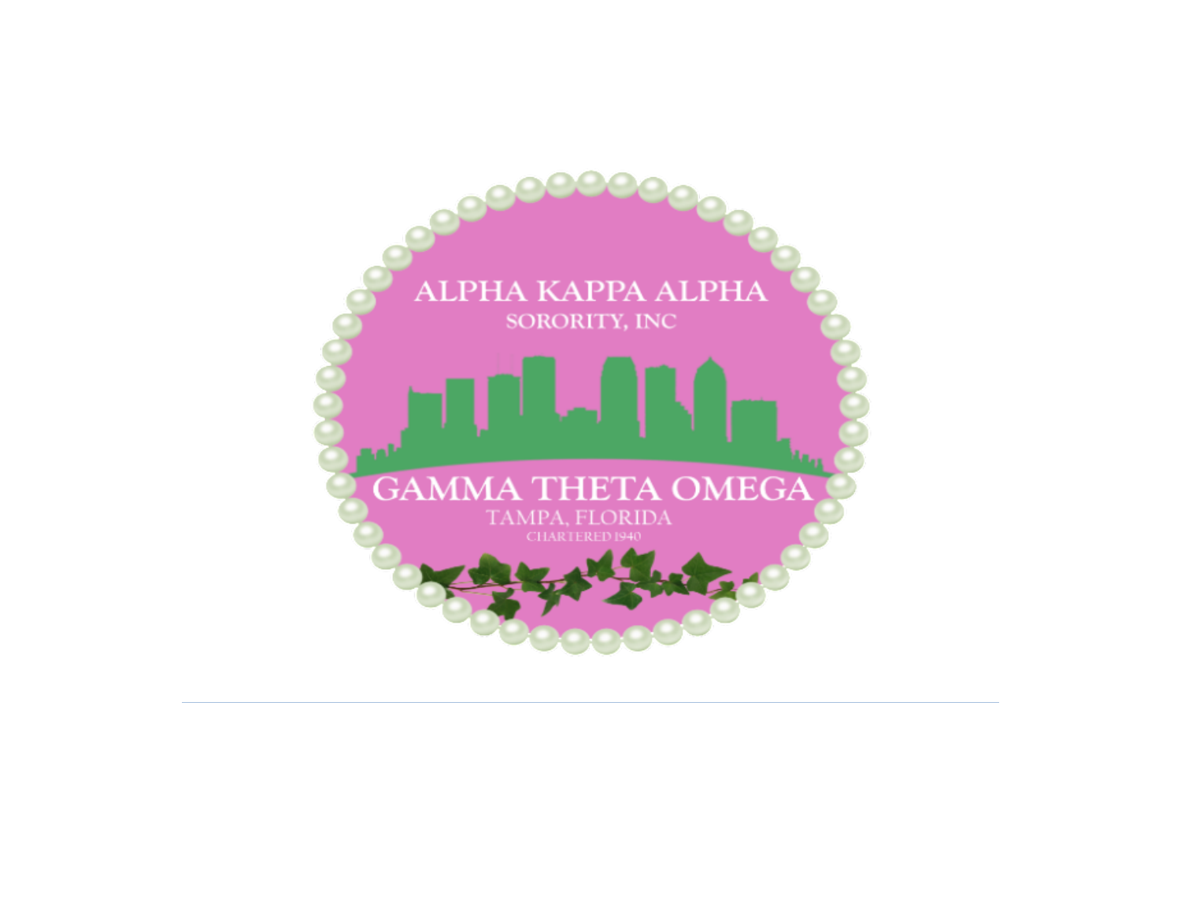ALPHA KAPPA ALPHA

SORORITY, INC

GAMMA THETA OMEGA

TAMPA, FLORIDA

CHARTERED 1940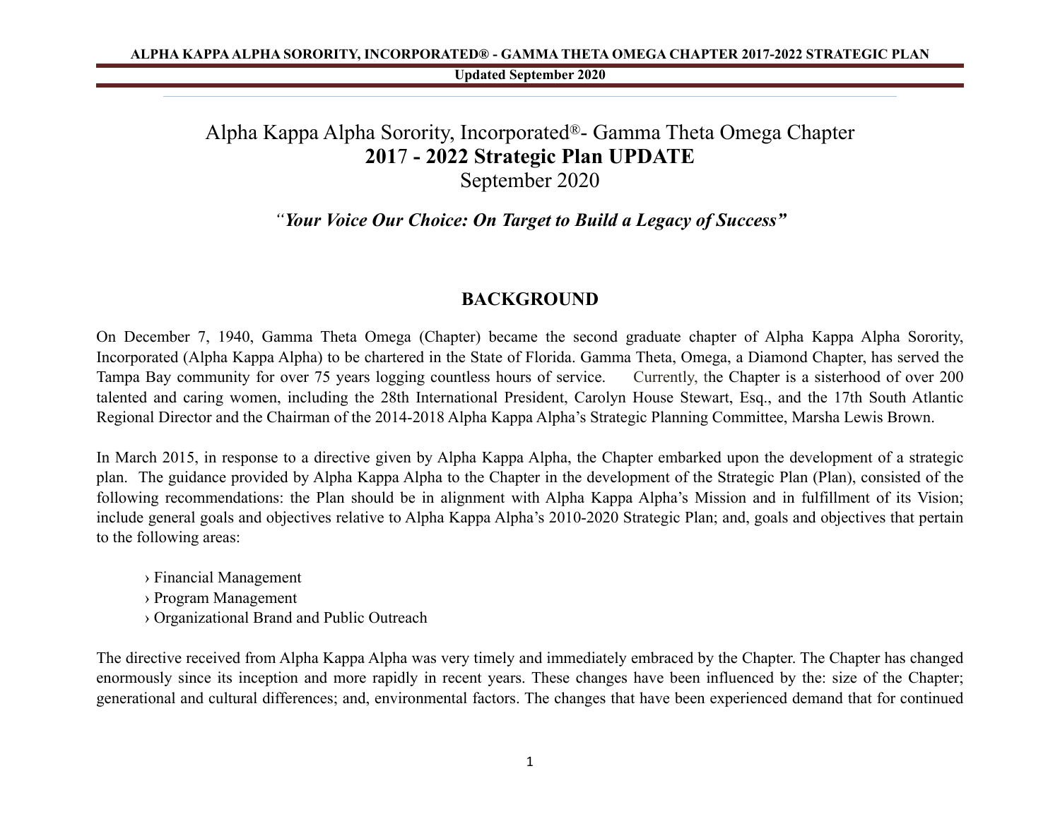Alpha Kappa Alpha Sorority, Incorporated®- Gamma Theta Omega Chapter

# 2017 - 2022 Strategic Plan UPDATE

September 2020

*"Your Voice Our Choice: On Target to Build a Legacy of Success"*

## BACKGROUND

On December 7, 1940, Gamma Theta Omega (Chapter) became the second graduate chapter of Alpha Kappa Alpha Sorority, Incorporated (Alpha Kappa Alpha) to be chartered in the State of Florida. Gamma Theta, Omega, a Diamond Chapter, has served the Tampa Bay community for over 75 years logging countless hours of service. Currently, the Chapter is a sisterhood of over 200 talented and caring women, including the 28th International President, Carolyn House Stewart, Esq., and the 17th South Atlantic Regional Director and the Chairman of the 2014-2018 Alpha Kappa Alpha's Strategic Planning Committee, Marsha Lewis Brown.

In March 2015, in response to a directive given by Alpha Kappa Alpha, the Chapter embarked upon the development of a strategic plan. The guidance provided by Alpha Kappa Alpha to the Chapter in the development of the Strategic Plan (Plan), consisted of the following recommendations: the Plan should be in alignment with Alpha Kappa Alpha's Mission and in fulfillment of its Vision; include general goals and objectives relative to Alpha Kappa Alpha's 2010-2020 Strategic Plan; and, goals and objectives that pertain to the following areas:

› Financial Management
› Program Management
› Organizational Brand and Public Outreach

The directive received from Alpha Kappa Alpha was very timely and immediately embraced by the Chapter. The Chapter has changed enormously since its inception and more rapidly in recent years. These changes have been influenced by the: size of the Chapter; generational and cultural differences; and, environmental factors. The changes that have been experienced demand that for continued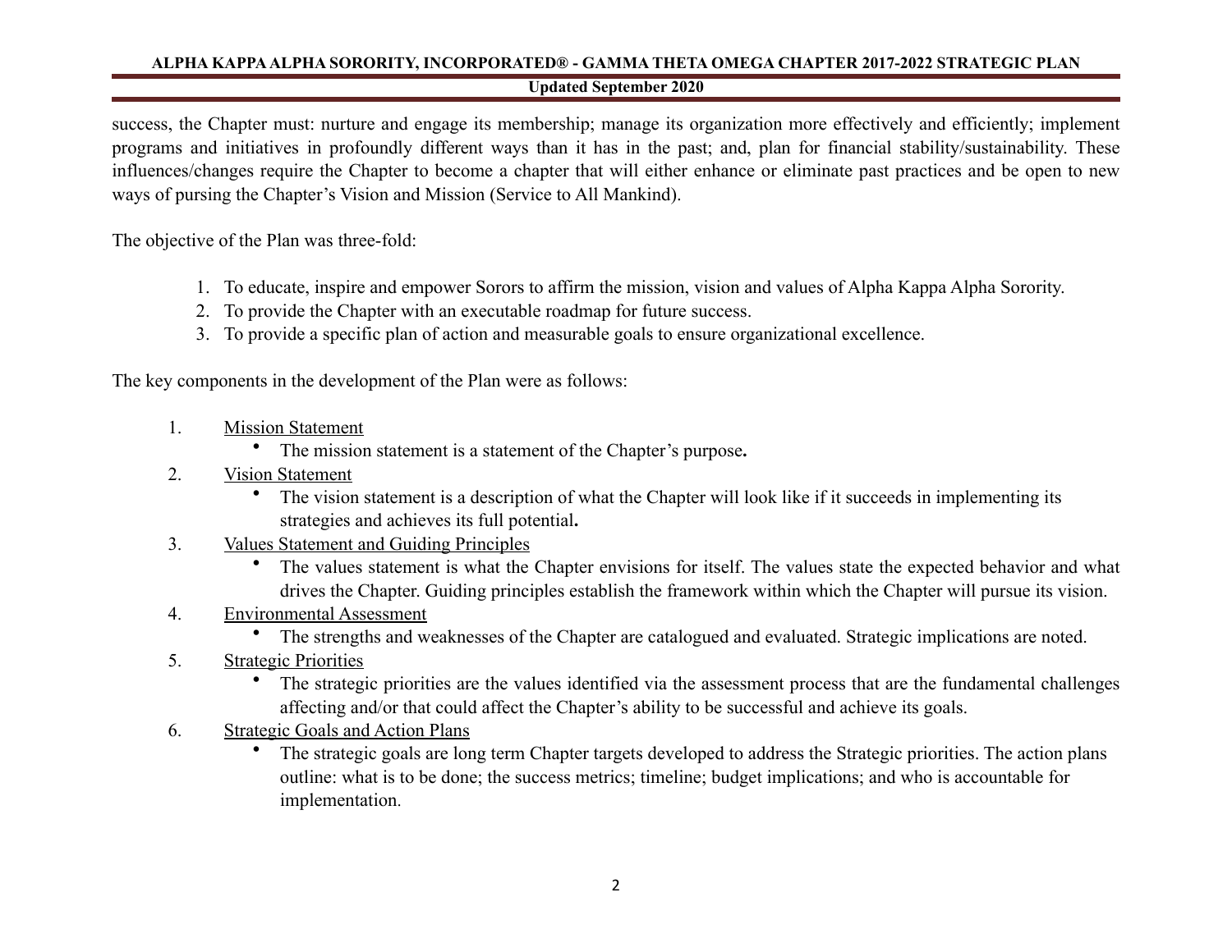success, the Chapter must: nurture and engage its membership; manage its organization more effectively and efficiently; implement programs and initiatives in profoundly different ways than it has in the past; and, plan for financial stability/sustainability. These influences/changes require the Chapter to become a chapter that will either enhance or eliminate past practices and be open to new ways of pursing the Chapter's Vision and Mission (Service to All Mankind).

The objective of the Plan was three-fold:

1. To educate, inspire and empower Sorors to affirm the mission, vision and values of Alpha Kappa Alpha Sorority.
2. To provide the Chapter with an executable roadmap for future success.
3. To provide a specific plan of action and measurable goals to ensure organizational excellence.

The key components in the development of the Plan were as follows:

1. <u>Mission Statement</u>
   - The mission statement is a statement of the Chapter's purpose**.**
2. <u>Vision Statement</u>
   - The vision statement is a description of what the Chapter will look like if it succeeds in implementing its strategies and achieves its full potential**.**
3. <u>Values Statement and Guiding Principles</u>
   - The values statement is what the Chapter envisions for itself. The values state the expected behavior and what drives the Chapter. Guiding principles establish the framework within which the Chapter will pursue its vision.
4. <u>Environmental Assessment</u>
   - The strengths and weaknesses of the Chapter are catalogued and evaluated. Strategic implications are noted.
5. <u>Strategic Priorities</u>
   - The strategic priorities are the values identified via the assessment process that are the fundamental challenges affecting and/or that could affect the Chapter's ability to be successful and achieve its goals.
6. <u>Strategic Goals and Action Plans</u>
   - The strategic goals are long term Chapter targets developed to address the Strategic priorities. The action plans outline: what is to be done; the success metrics; timeline; budget implications; and who is accountable for implementation.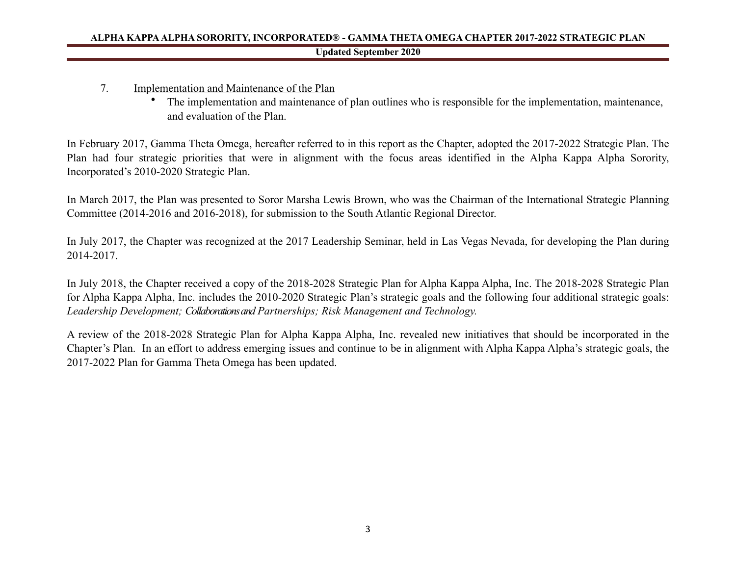7. Implementation and Maintenance of the Plan
    - The implementation and maintenance of plan outlines who is responsible for the implementation, maintenance, and evaluation of the Plan.

In February 2017, Gamma Theta Omega, hereafter referred to in this report as the Chapter, adopted the 2017-2022 Strategic Plan. The Plan had four strategic priorities that were in alignment with the focus areas identified in the Alpha Kappa Alpha Sorority, Incorporated's 2010-2020 Strategic Plan.

In March 2017, the Plan was presented to Soror Marsha Lewis Brown, who was the Chairman of the International Strategic Planning Committee (2014-2016 and 2016-2018), for submission to the South Atlantic Regional Director.

In July 2017, the Chapter was recognized at the 2017 Leadership Seminar, held in Las Vegas Nevada, for developing the Plan during 2014-2017.

In July 2018, the Chapter received a copy of the 2018-2028 Strategic Plan for Alpha Kappa Alpha, Inc. The 2018-2028 Strategic Plan for Alpha Kappa Alpha, Inc. includes the 2010-2020 Strategic Plan's strategic goals and the following four additional strategic goals: *Leadership Development; Collaborations and Partnerships; Risk Management and Technology.*

A review of the 2018-2028 Strategic Plan for Alpha Kappa Alpha, Inc. revealed new initiatives that should be incorporated in the Chapter's Plan. In an effort to address emerging issues and continue to be in alignment with Alpha Kappa Alpha's strategic goals, the 2017-2022 Plan for Gamma Theta Omega has been updated.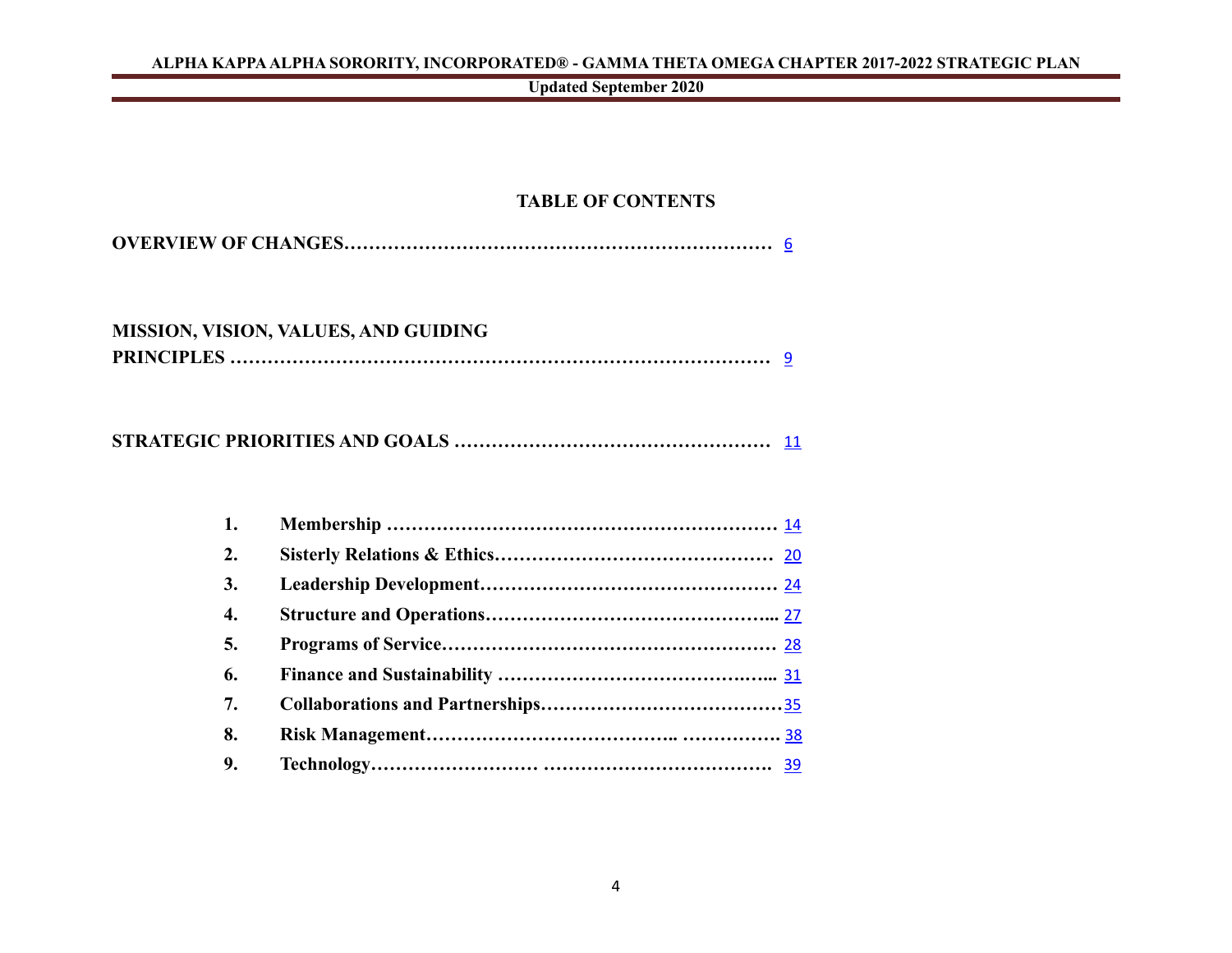## TABLE OF CONTENTS

**OVERVIEW OF CHANGES**…………………………………………………………… 6

**MISSION, VISION, VALUES, AND GUIDING PRINCIPLES** …………………………………………………………………… 9

**STRATEGIC PRIORITIES AND GOALS** …………………………………………… 11

1. **Membership** ……………………………………………………… 14
2. **Sisterly Relations & Ethics**……………………………………… 20
3. **Leadership Development**………………………………………… 24
4. **Structure and Operations**………………………………………... 27
5. **Programs of Service**……………………………………………… 28
6. **Finance and Sustainability** …………………………………….…... 31
7. **Collaborations and Partnerships**…………………………………35
8. **Risk Management**……………………………….. ……………. 38
9. **Technology**……………………… ………………………………. 39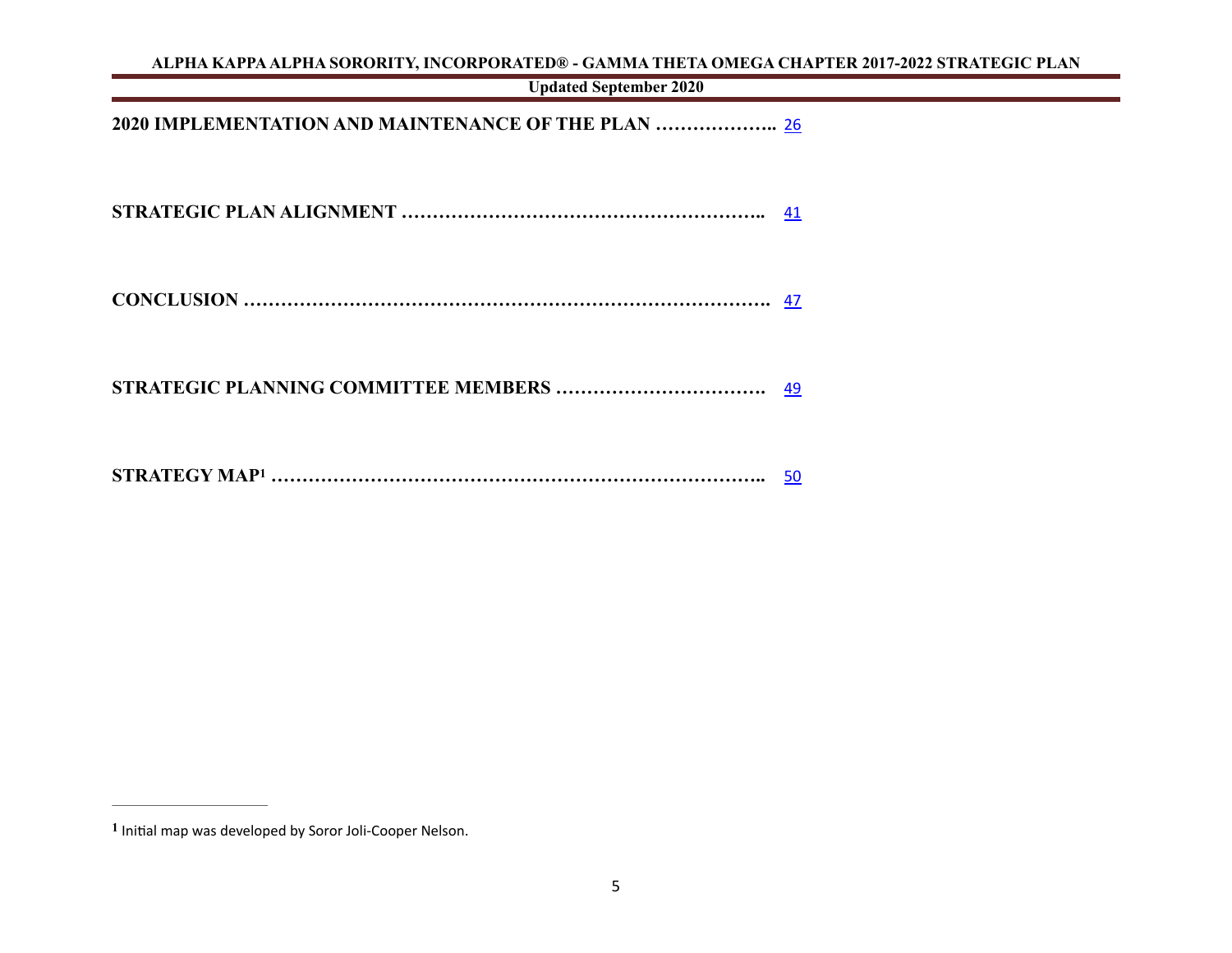**2020 IMPLEMENTATION AND MAINTENANCE OF THE PLAN ……………….. 26**

**STRATEGIC PLAN ALIGNMENT ………………………………………………….. 41**

**CONCLUSION ………………………………………………………………………. 47**

**STRATEGIC PLANNING COMMITTEE MEMBERS ……………………………. 49**

**STRATEGY MAP[1] ………………………………………………………………….. 50**

---

[1] Initial map was developed by Soror Joli-Cooper Nelson.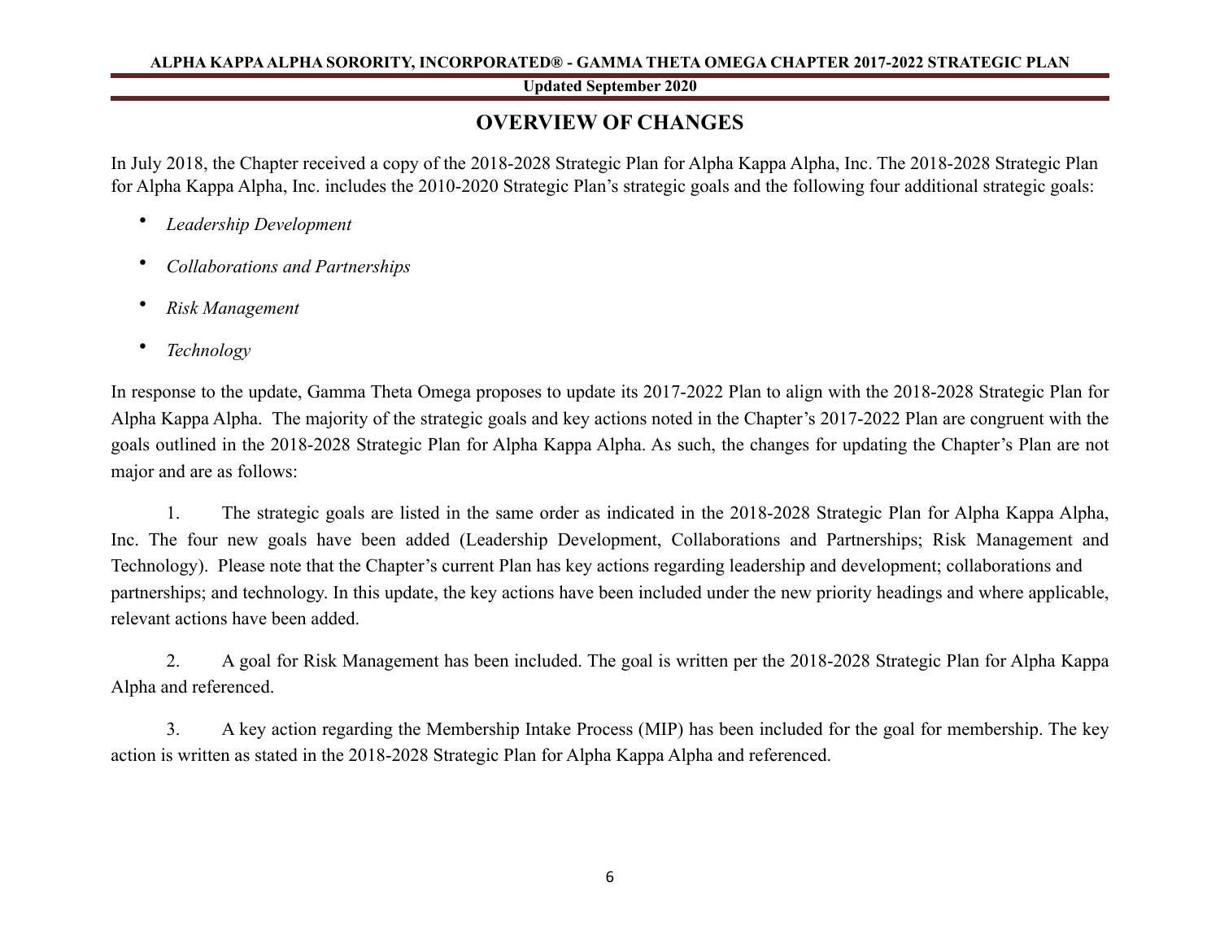## OVERVIEW OF CHANGES

In July 2018, the Chapter received a copy of the 2018-2028 Strategic Plan for Alpha Kappa Alpha, Inc. The 2018-2028 Strategic Plan for Alpha Kappa Alpha, Inc. includes the 2010-2020 Strategic Plan's strategic goals and the following four additional strategic goals:

- *Leadership Development*
- *Collaborations and Partnerships*
- *Risk Management*
- *Technology*

In response to the update, Gamma Theta Omega proposes to update its 2017-2022 Plan to align with the 2018-2028 Strategic Plan for Alpha Kappa Alpha. The majority of the strategic goals and key actions noted in the Chapter's 2017-2022 Plan are congruent with the goals outlined in the 2018-2028 Strategic Plan for Alpha Kappa Alpha. As such, the changes for updating the Chapter's Plan are not major and are as follows:

1. The strategic goals are listed in the same order as indicated in the 2018-2028 Strategic Plan for Alpha Kappa Alpha, Inc. The four new goals have been added (Leadership Development, Collaborations and Partnerships; Risk Management and Technology). Please note that the Chapter's current Plan has key actions regarding leadership and development; collaborations and partnerships; and technology. In this update, the key actions have been included under the new priority headings and where applicable, relevant actions have been added.

2. A goal for Risk Management has been included. The goal is written per the 2018-2028 Strategic Plan for Alpha Kappa Alpha and referenced.

3. A key action regarding the Membership Intake Process (MIP) has been included for the goal for membership. The key action is written as stated in the 2018-2028 Strategic Plan for Alpha Kappa Alpha and referenced.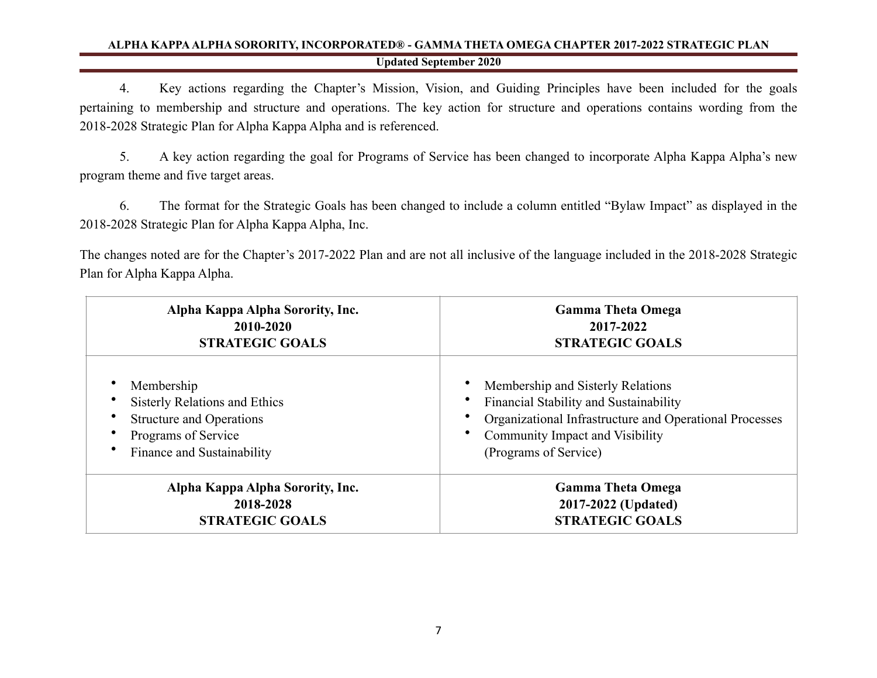4. Key actions regarding the Chapter's Mission, Vision, and Guiding Principles have been included for the goals pertaining to membership and structure and operations. The key action for structure and operations contains wording from the 2018-2028 Strategic Plan for Alpha Kappa Alpha and is referenced.

5. A key action regarding the goal for Programs of Service has been changed to incorporate Alpha Kappa Alpha's new program theme and five target areas.

6. The format for the Strategic Goals has been changed to include a column entitled "Bylaw Impact" as displayed in the 2018-2028 Strategic Plan for Alpha Kappa Alpha, Inc.

The changes noted are for the Chapter's 2017-2022 Plan and are not all inclusive of the language included in the 2018-2028 Strategic Plan for Alpha Kappa Alpha.

| **Alpha Kappa Alpha Sorority, Inc.<br>2010-2020<br>STRATEGIC GOALS** | **Gamma Theta Omega<br>2017-2022<br>STRATEGIC GOALS** |
|---|---|
| • Membership<br>• Sisterly Relations and Ethics<br>• Structure and Operations<br>• Programs of Service<br>• Finance and Sustainability | • Membership and Sisterly Relations<br>• Financial Stability and Sustainability<br>• Organizational Infrastructure and Operational Processes<br>• Community Impact and Visibility (Programs of Service) |
| **Alpha Kappa Alpha Sorority, Inc.<br>2018-2028<br>STRATEGIC GOALS** | **Gamma Theta Omega<br>2017-2022 (Updated)<br>STRATEGIC GOALS** |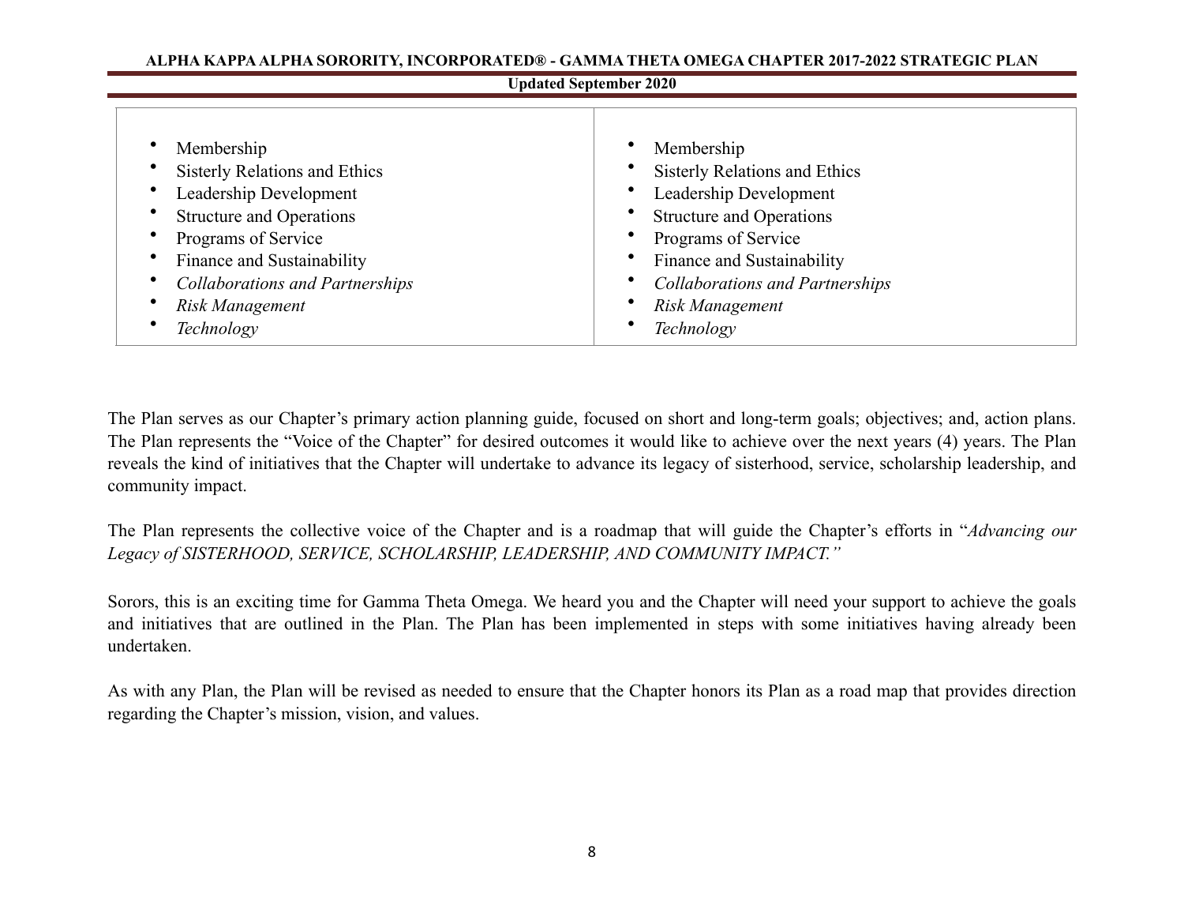| <ul><li>Membership</li><li>Sisterly Relations and Ethics</li><li>Leadership Development</li><li>Structure and Operations</li><li>Programs of Service</li><li>Finance and Sustainability</li><li>*Collaborations and Partnerships*</li><li>*Risk Management*</li><li>*Technology*</li></ul> | <ul><li>Membership</li><li>Sisterly Relations and Ethics</li><li>Leadership Development</li><li>Structure and Operations</li><li>Programs of Service</li><li>Finance and Sustainability</li><li>*Collaborations and Partnerships*</li><li>*Risk Management*</li><li>*Technology*</li></ul> |
|---|---|

The Plan serves as our Chapter's primary action planning guide, focused on short and long-term goals; objectives; and, action plans. The Plan represents the "Voice of the Chapter" for desired outcomes it would like to achieve over the next years (4) years. The Plan reveals the kind of initiatives that the Chapter will undertake to advance its legacy of sisterhood, service, scholarship leadership, and community impact.

The Plan represents the collective voice of the Chapter and is a roadmap that will guide the Chapter's efforts in "*Advancing our Legacy of SISTERHOOD, SERVICE, SCHOLARSHIP, LEADERSHIP, AND COMMUNITY IMPACT."*

Sorors, this is an exciting time for Gamma Theta Omega. We heard you and the Chapter will need your support to achieve the goals and initiatives that are outlined in the Plan. The Plan has been implemented in steps with some initiatives having already been undertaken.

As with any Plan, the Plan will be revised as needed to ensure that the Chapter honors its Plan as a road map that provides direction regarding the Chapter's mission, vision, and values.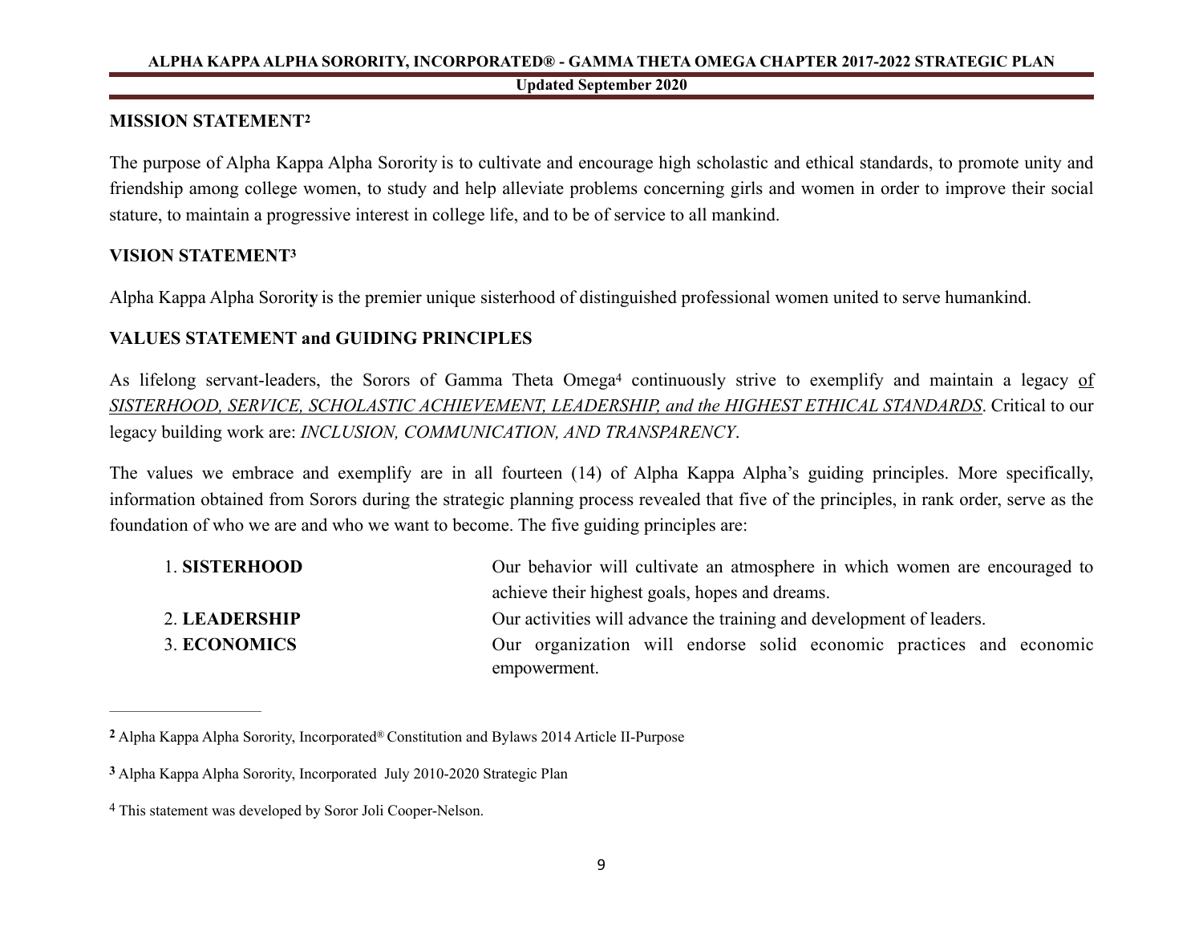## MISSION STATEMENT[2]

The purpose of Alpha Kappa Alpha Sorority is to cultivate and encourage high scholastic and ethical standards, to promote unity and friendship among college women, to study and help alleviate problems concerning girls and women in order to improve their social stature, to maintain a progressive interest in college life, and to be of service to all mankind.

## VISION STATEMENT[3]

Alpha Kappa Alpha Sorority is the premier unique sisterhood of distinguished professional women united to serve humankind.

## VALUES STATEMENT and GUIDING PRINCIPLES

As lifelong servant-leaders, the Sorors of Gamma Theta Omega[4] continuously strive to exemplify and maintain a legacy of *SISTERHOOD, SERVICE, SCHOLASTIC ACHIEVEMENT, LEADERSHIP, and the HIGHEST ETHICAL STANDARDS*. Critical to our legacy building work are: *INCLUSION, COMMUNICATION, AND TRANSPARENCY*.

The values we embrace and exemplify are in all fourteen (14) of Alpha Kappa Alpha's guiding principles. More specifically, information obtained from Sorors during the strategic planning process revealed that five of the principles, in rank order, serve as the foundation of who we are and who we want to become. The five guiding principles are:

| | |
|---|---|
| 1. **SISTERHOOD** | Our behavior will cultivate an atmosphere in which women are encouraged to achieve their highest goals, hopes and dreams. |
| 2. **LEADERSHIP** | Our activities will advance the training and development of leaders. |
| 3. **ECONOMICS** | Our organization will endorse solid economic practices and economic empowerment. |

---

[2] Alpha Kappa Alpha Sorority, Incorporated® Constitution and Bylaws 2014 Article II-Purpose

[3] Alpha Kappa Alpha Sorority, Incorporated July 2010-2020 Strategic Plan

[4] This statement was developed by Soror Joli Cooper-Nelson.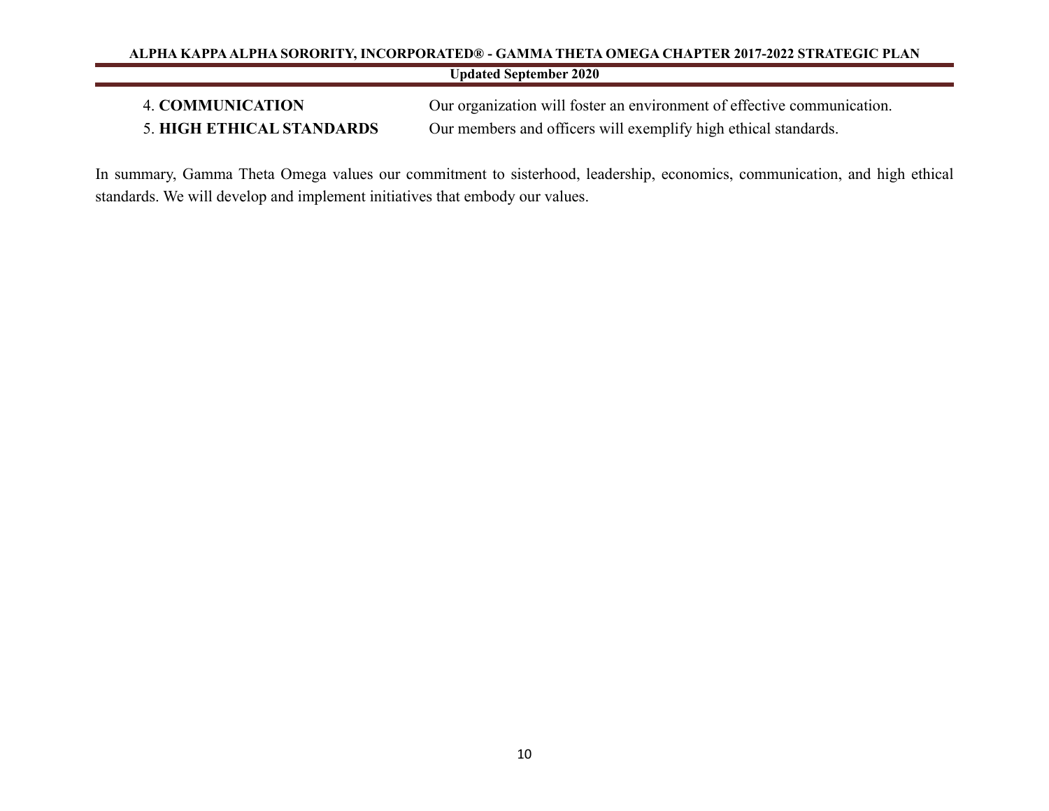4. **COMMUNICATION** Our organization will foster an environment of effective communication.

5. **HIGH ETHICAL STANDARDS** Our members and officers will exemplify high ethical standards.

In summary, Gamma Theta Omega values our commitment to sisterhood, leadership, economics, communication, and high ethical standards. We will develop and implement initiatives that embody our values.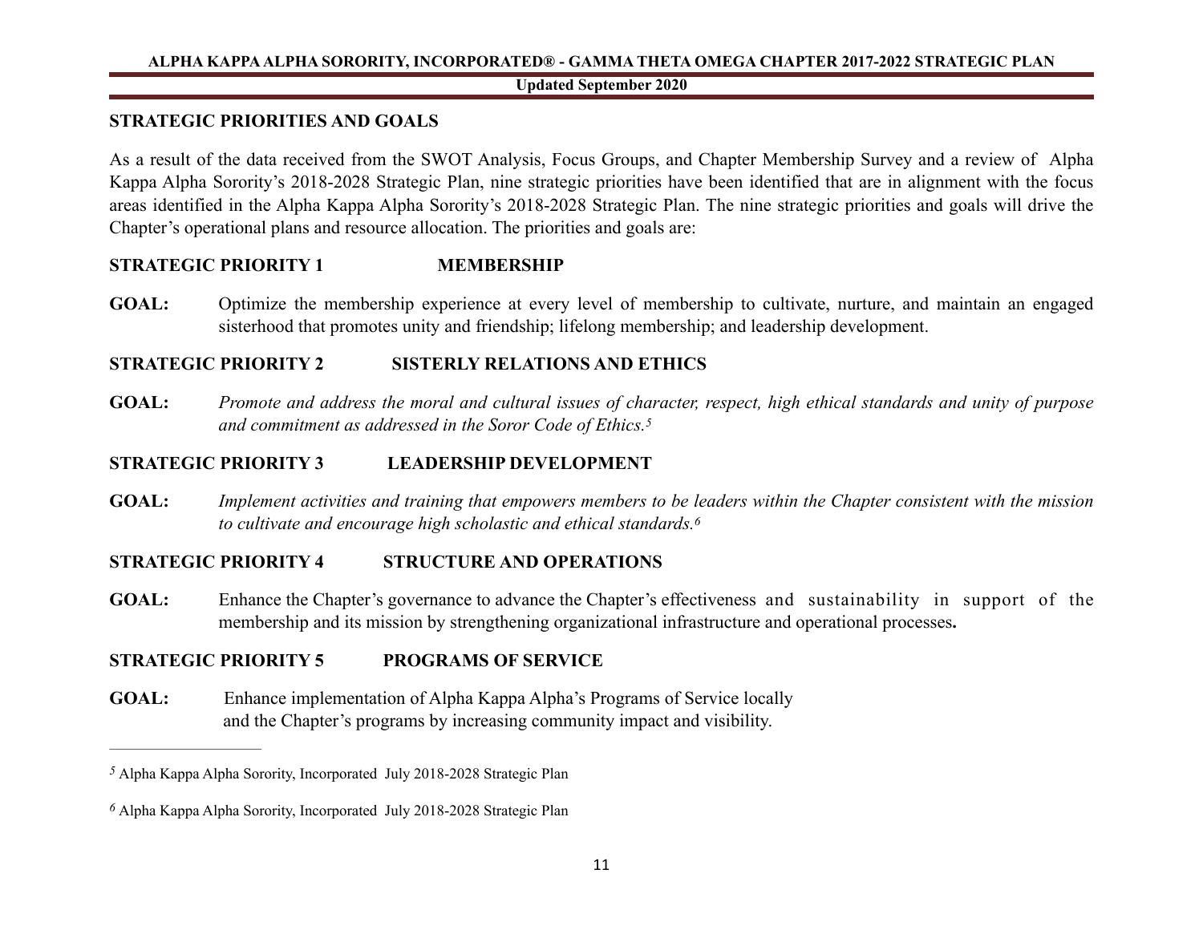## STRATEGIC PRIORITIES AND GOALS

As a result of the data received from the SWOT Analysis, Focus Groups, and Chapter Membership Survey and a review of Alpha Kappa Alpha Sorority's 2018-2028 Strategic Plan, nine strategic priorities have been identified that are in alignment with the focus areas identified in the Alpha Kappa Alpha Sorority's 2018-2028 Strategic Plan. The nine strategic priorities and goals will drive the Chapter's operational plans and resource allocation. The priorities and goals are:

### STRATEGIC PRIORITY 1 MEMBERSHIP

**GOAL:** Optimize the membership experience at every level of membership to cultivate, nurture, and maintain an engaged sisterhood that promotes unity and friendship; lifelong membership; and leadership development.

### STRATEGIC PRIORITY 2 SISTERLY RELATIONS AND ETHICS

**GOAL:** *Promote and address the moral and cultural issues of character, respect, high ethical standards and unity of purpose and commitment as addressed in the Soror Code of Ethics.*[5]

### STRATEGIC PRIORITY 3 LEADERSHIP DEVELOPMENT

**GOAL:** *Implement activities and training that empowers members to be leaders within the Chapter consistent with the mission to cultivate and encourage high scholastic and ethical standards.*[6]

### STRATEGIC PRIORITY 4 STRUCTURE AND OPERATIONS

**GOAL:** Enhance the Chapter's governance to advance the Chapter's effectiveness and sustainability in support of the membership and its mission by strengthening organizational infrastructure and operational processes**.**

### STRATEGIC PRIORITY 5 PROGRAMS OF SERVICE

**GOAL:** Enhance implementation of Alpha Kappa Alpha's Programs of Service locally and the Chapter's programs by increasing community impact and visibility.

---

[5] Alpha Kappa Alpha Sorority, Incorporated July 2018-2028 Strategic Plan

[6] Alpha Kappa Alpha Sorority, Incorporated July 2018-2028 Strategic Plan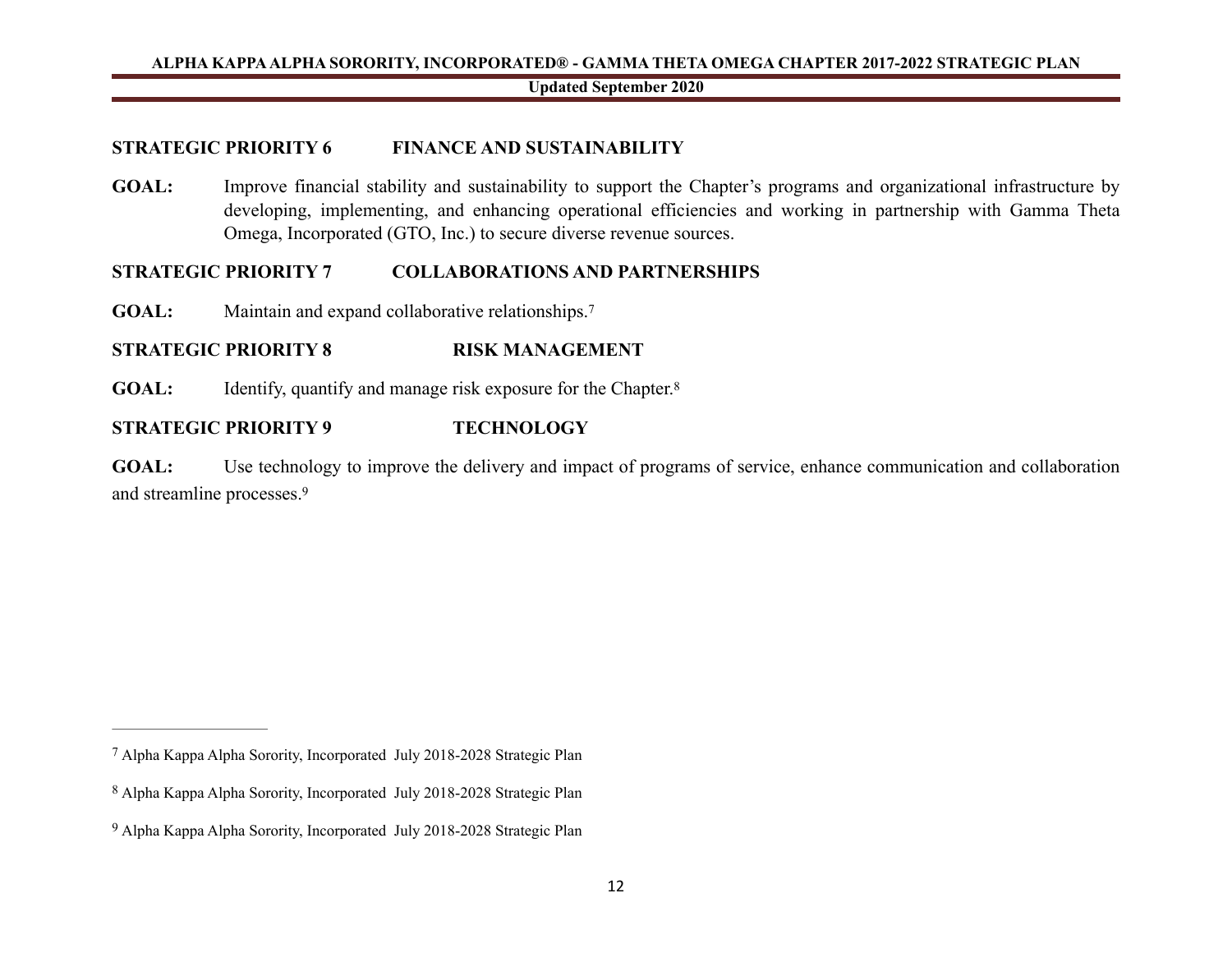**STRATEGIC PRIORITY 6 FINANCE AND SUSTAINABILITY**

**GOAL:** Improve financial stability and sustainability to support the Chapter's programs and organizational infrastructure by developing, implementing, and enhancing operational efficiencies and working in partnership with Gamma Theta Omega, Incorporated (GTO, Inc.) to secure diverse revenue sources.

**STRATEGIC PRIORITY 7 COLLABORATIONS AND PARTNERSHIPS**

**GOAL:** Maintain and expand collaborative relationships.[7]

**STRATEGIC PRIORITY 8 RISK MANAGEMENT**

**GOAL:** Identify, quantify and manage risk exposure for the Chapter.[8]

**STRATEGIC PRIORITY 9 TECHNOLOGY**

**GOAL:** Use technology to improve the delivery and impact of programs of service, enhance communication and collaboration and streamline processes.[9]

---

[7] Alpha Kappa Alpha Sorority, Incorporated July 2018-2028 Strategic Plan

[8] Alpha Kappa Alpha Sorority, Incorporated July 2018-2028 Strategic Plan

[9] Alpha Kappa Alpha Sorority, Incorporated July 2018-2028 Strategic Plan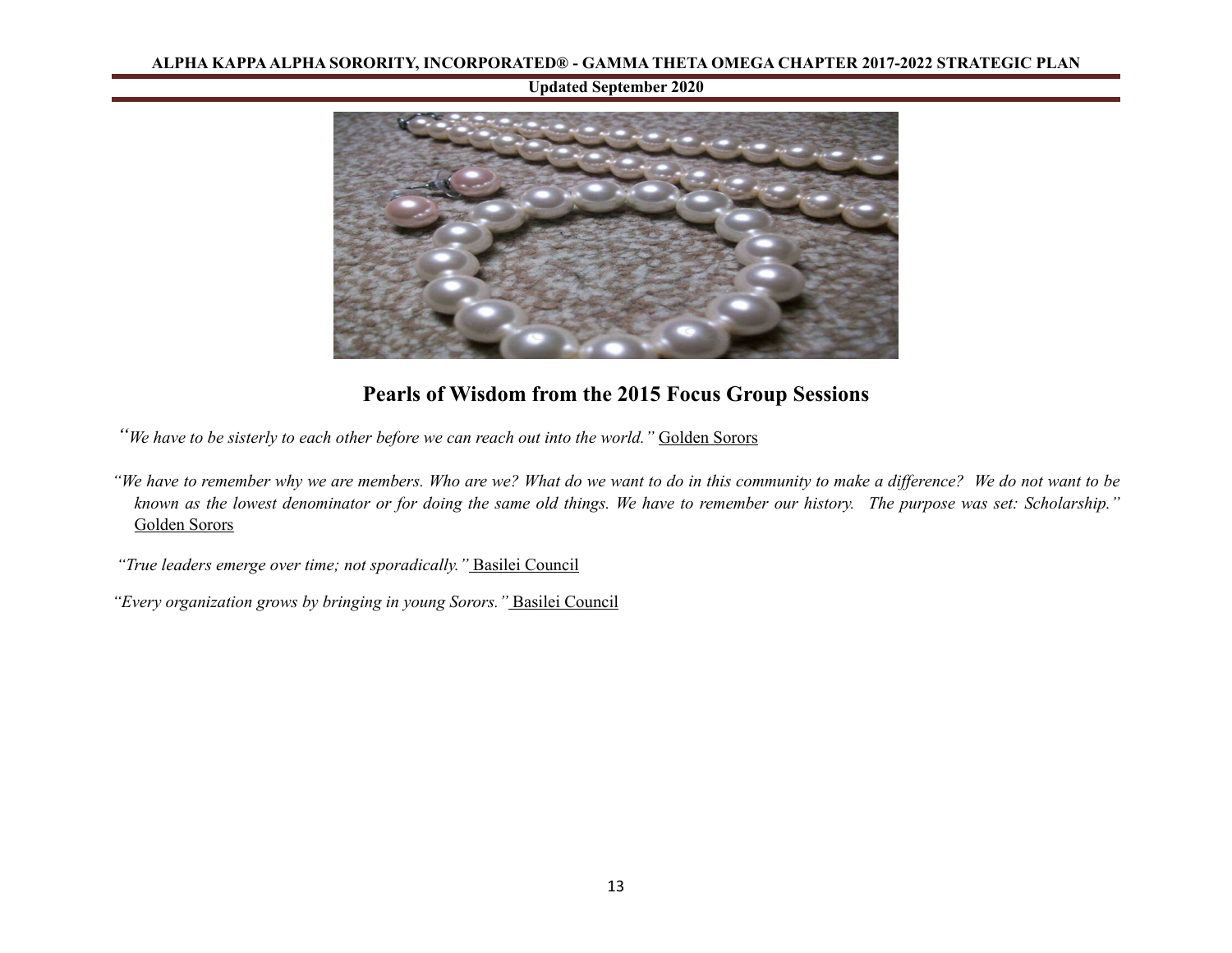## Pearls of Wisdom from the 2015 Focus Group Sessions

*"We have to be sisterly to each other before we can reach out into the world."* Golden Sorors

*"We have to remember why we are members. Who are we? What do we want to do in this community to make a difference? We do not want to be known as the lowest denominator or for doing the same old things. We have to remember our history. The purpose was set: Scholarship."* Golden Sorors

*"True leaders emerge over time; not sporadically."* Basilei Council

*"Every organization grows by bringing in young Sorors."* Basilei Council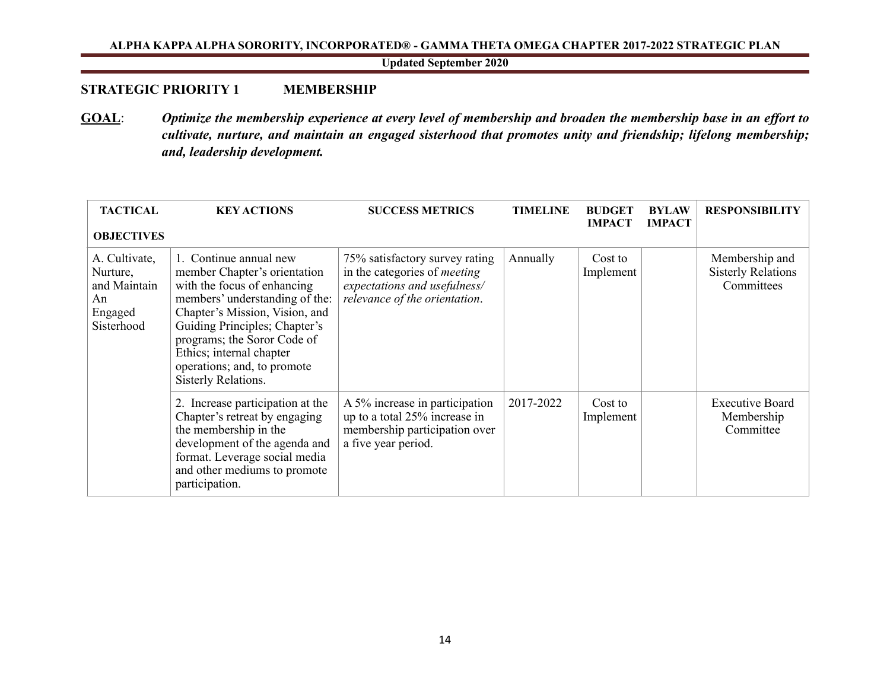## STRATEGIC PRIORITY 1 MEMBERSHIP

**GOAL**: ***Optimize the membership experience at every level of membership and broaden the membership base in an effort to cultivate, nurture, and maintain an engaged sisterhood that promotes unity and friendship; lifelong membership; and, leadership development.***

| TACTICAL OBJECTIVES | KEY ACTIONS | SUCCESS METRICS | TIMELINE | BUDGET IMPACT | BYLAW IMPACT | RESPONSIBILITY |
|---|---|---|---|---|---|---|
| A. Cultivate, Nurture, and Maintain An Engaged Sisterhood | 1. Continue annual new member Chapter's orientation with the focus of enhancing members' understanding of the: Chapter's Mission, Vision, and Guiding Principles; Chapter's programs; the Soror Code of Ethics; internal chapter operations; and, to promote Sisterly Relations. | 75% satisfactory survey rating in the categories of *meeting expectations and usefulness/ relevance of the orientation*. | Annually | Cost to Implement | | Membership and Sisterly Relations Committees |
| | 2. Increase participation at the Chapter's retreat by engaging the membership in the development of the agenda and format. Leverage social media and other mediums to promote participation. | A 5% increase in participation up to a total 25% increase in membership participation over a five year period. | 2017-2022 | Cost to Implement | | Executive Board Membership Committee |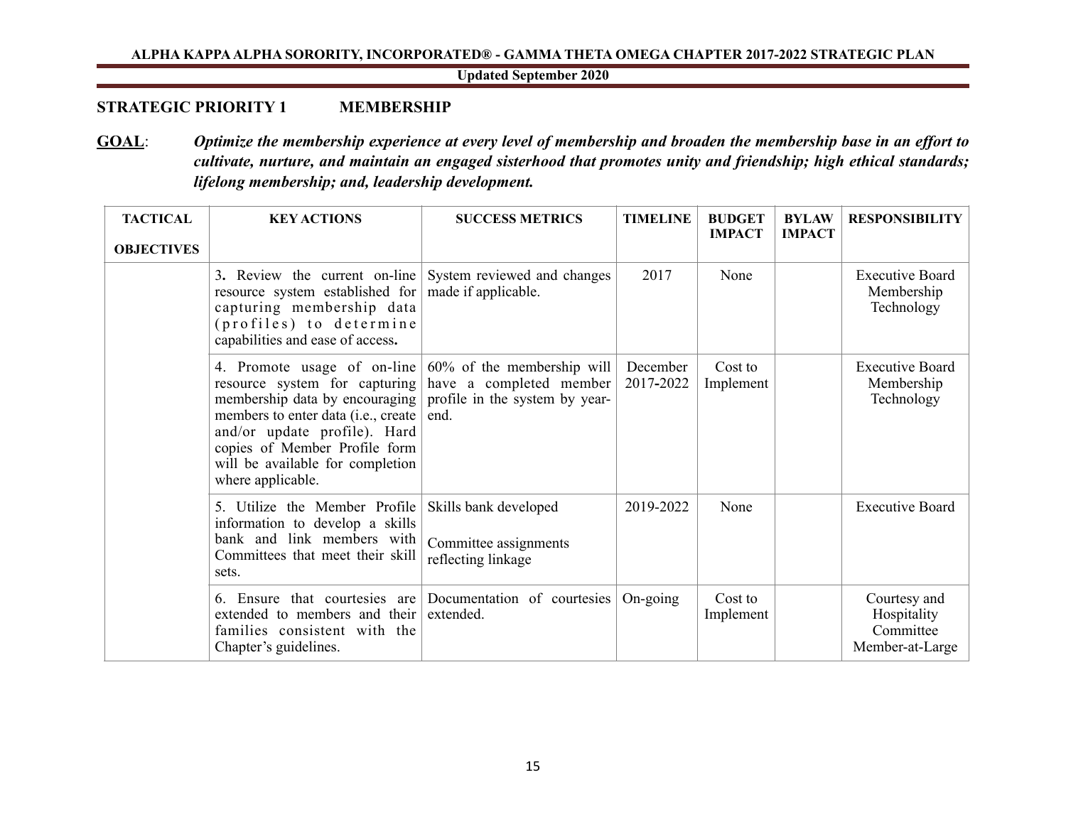**STRATEGIC PRIORITY 1 MEMBERSHIP**

**GOAL**: ***Optimize the membership experience at every level of membership and broaden the membership base in an effort to cultivate, nurture, and maintain an engaged sisterhood that promotes unity and friendship; high ethical standards; lifelong membership; and, leadership development.***

| TACTICAL OBJECTIVES | KEY ACTIONS | SUCCESS METRICS | TIMELINE | BUDGET IMPACT | BYLAW IMPACT | RESPONSIBILITY |
|---|---|---|---|---|---|---|
| | 3**.** Review the current on-line resource system established for capturing membership data (profiles) to determine capabilities and ease of access**.** | System reviewed and changes made if applicable. | 2017 | None | | Executive Board<br>Membership<br>Technology |
| | 4. Promote usage of on-line resource system for capturing membership data by encouraging members to enter data (i.e., create and/or update profile). Hard copies of Member Profile form will be available for completion where applicable. | 60% of the membership will have a completed member profile in the system by year-end. | December 2017-2022 | Cost to Implement | | Executive Board<br>Membership<br>Technology |
| | 5. Utilize the Member Profile information to develop a skills bank and link members with Committees that meet their skill sets. | Skills bank developed<br><br>Committee assignments reflecting linkage | 2019-2022 | None | | Executive Board |
| | 6. Ensure that courtesies are extended to members and their families consistent with the Chapter's guidelines. | Documentation of courtesies extended. | On-going | Cost to Implement | | Courtesy and Hospitality Committee<br>Member-at-Large |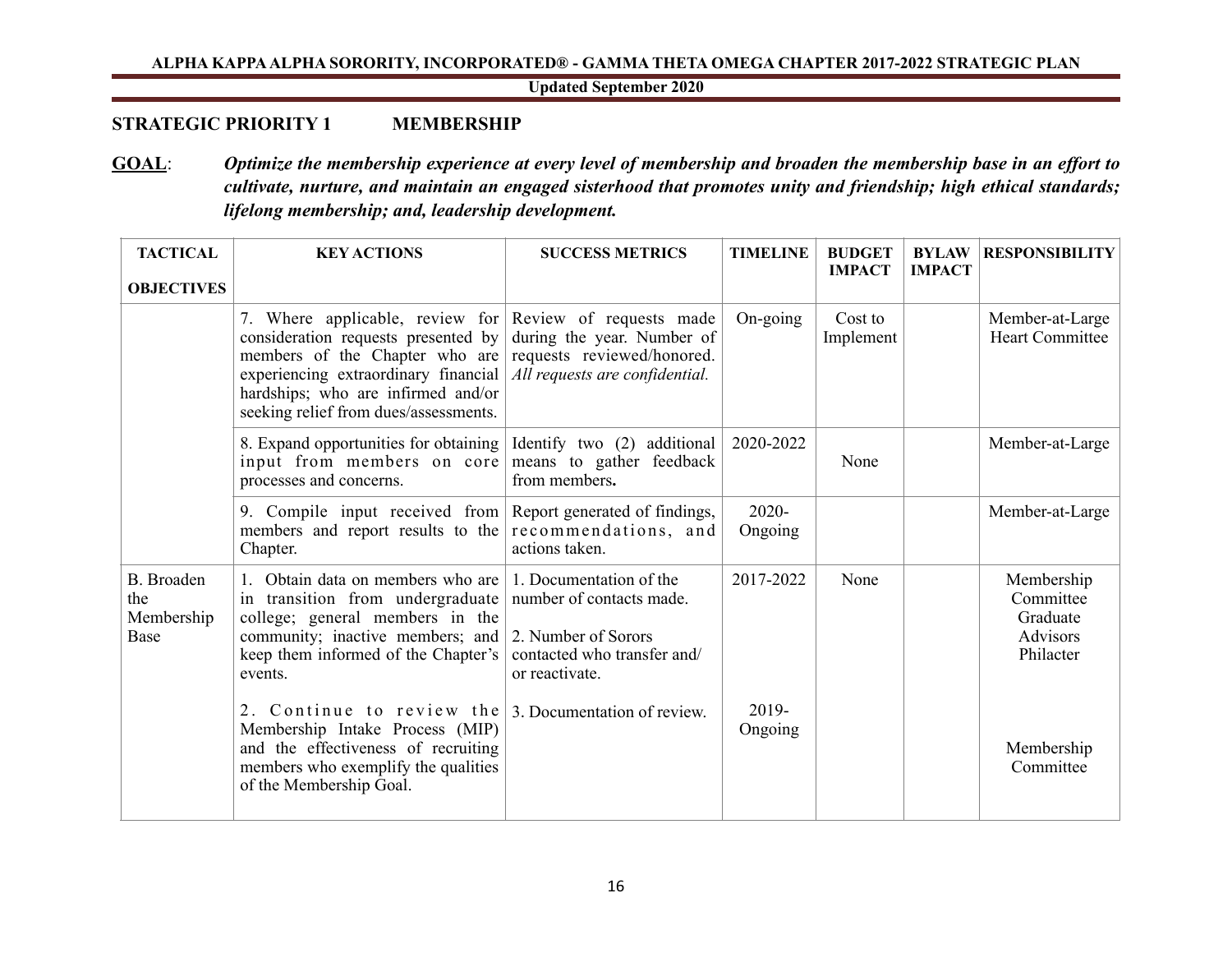**ALPHA KAPPA ALPHA SORORITY, INCORPORATED® - GAMMA THETA OMEGA CHAPTER 2017-2022 STRATEGIC PLAN**

**Updated September 2020**

## STRATEGIC PRIORITY 1 MEMBERSHIP

**GOAL**: ***Optimize the membership experience at every level of membership and broaden the membership base in an effort to cultivate, nurture, and maintain an engaged sisterhood that promotes unity and friendship; high ethical standards; lifelong membership; and, leadership development.***

| TACTICAL OBJECTIVES | KEY ACTIONS | SUCCESS METRICS | TIMELINE | BUDGET IMPACT | BYLAW IMPACT | RESPONSIBILITY |
|---|---|---|---|---|---|---|
| | 7. Where applicable, review for consideration requests presented by members of the Chapter who are experiencing extraordinary financial hardships; who are infirmed and/or seeking relief from dues/assessments. | Review of requests made during the year. Number of requests reviewed/honored. *All requests are confidential.* | On-going | Cost to Implement | | Member-at-Large Heart Committee |
| | 8. Expand opportunities for obtaining input from members on core processes and concerns. | Identify two (2) additional means to gather feedback from members**.** | 2020-2022 | None | | Member-at-Large |
| | 9. Compile input received from members and report results to the Chapter. | Report generated of findings, recommendations, and actions taken. | 2020-Ongoing | | | Member-at-Large |
| B. Broaden the Membership Base | 1. Obtain data on members who are in transition from undergraduate college; general members in the community; inactive members; and keep them informed of the Chapter's events.<br><br>2. Continue to review the Membership Intake Process (MIP) and the effectiveness of recruiting members who exemplify the qualities of the Membership Goal. | 1. Documentation of the number of contacts made.<br><br>2. Number of Sorors contacted who transfer and/or reactivate.<br><br>3. Documentation of review. | 2017-2022<br><br>2019-Ongoing | None | | Membership Committee Graduate Advisors Philacter<br><br>Membership Committee |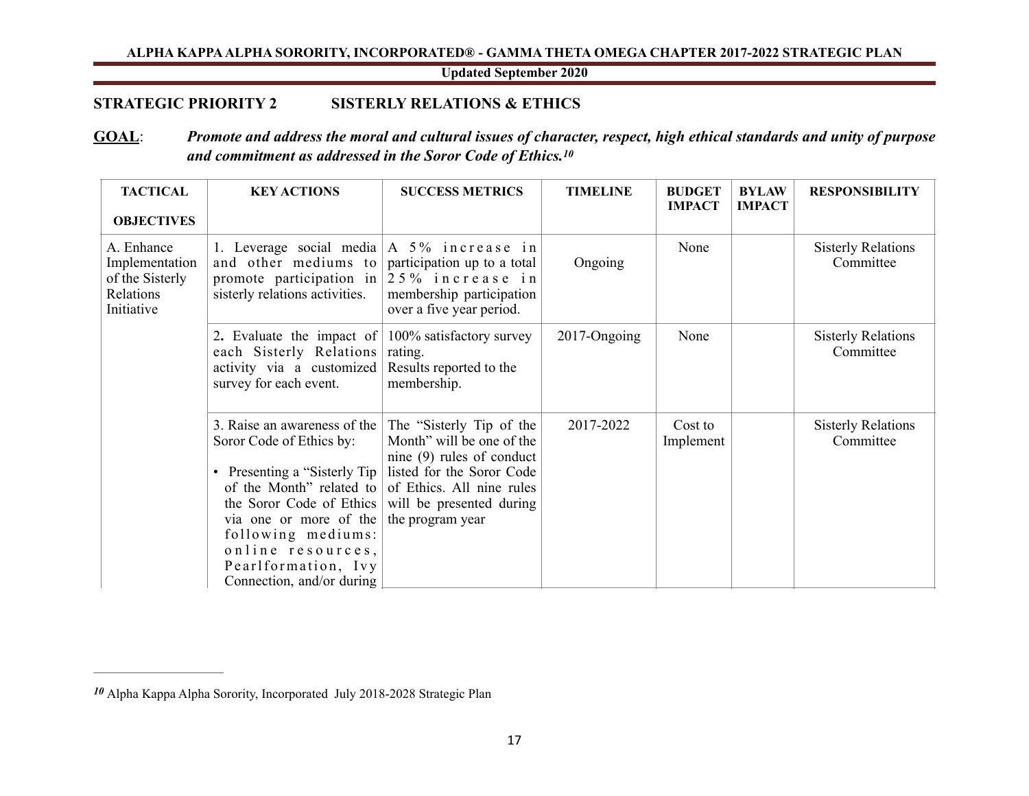## STRATEGIC PRIORITY 2 SISTERLY RELATIONS & ETHICS

**GOAL**: ***Promote and address the moral and cultural issues of character, respect, high ethical standards and unity of purpose and commitment as addressed in the Soror Code of Ethics.***[10]

| TACTICAL OBJECTIVES | KEY ACTIONS | SUCCESS METRICS | TIMELINE | BUDGET IMPACT | BYLAW IMPACT | RESPONSIBILITY |
|---|---|---|---|---|---|---|
| A. Enhance Implementation of the Sisterly Relations Initiative | 1. Leverage social media and other mediums to promote participation in sisterly relations activities. | A 5% increase in participation up to a total 25% increase in membership participation over a five year period. | Ongoing | None | | Sisterly Relations Committee |
| | 2. Evaluate the impact of each Sisterly Relations activity via a customized survey for each event. | 100% satisfactory survey rating. Results reported to the membership. | 2017-Ongoing | None | | Sisterly Relations Committee |
| | 3. Raise an awareness of the Soror Code of Ethics by: • Presenting a "Sisterly Tip of the Month" related to the Soror Code of Ethics via one or more of the following mediums: online resources, Pearlformation, Ivy Connection, and/or during | The "Sisterly Tip of the Month" will be one of the nine (9) rules of conduct listed for the Soror Code of Ethics. All nine rules will be presented during the program year | 2017-2022 | Cost to Implement | | Sisterly Relations Committee |

[10] Alpha Kappa Alpha Sorority, Incorporated July 2018-2028 Strategic Plan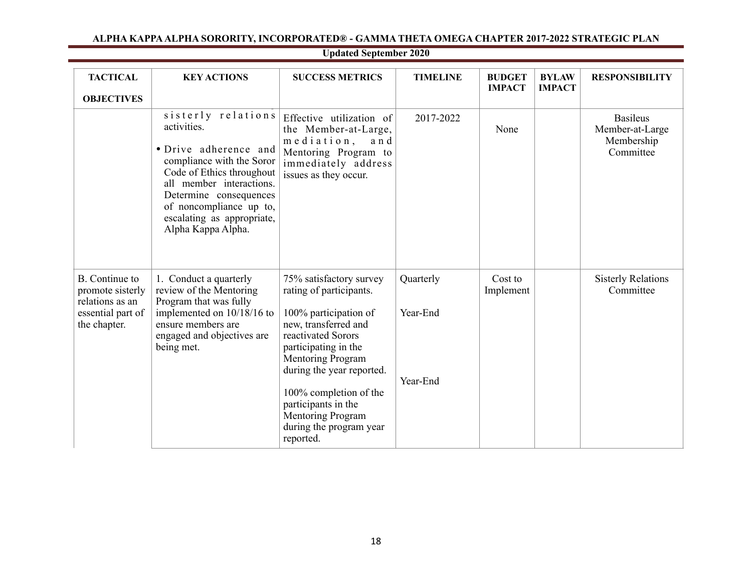**ALPHA KAPPA ALPHA SORORITY, INCORPORATED® - GAMMA THETA OMEGA CHAPTER 2017-2022 STRATEGIC PLAN**

**Updated September 2020**

| TACTICAL OBJECTIVES | KEY ACTIONS | SUCCESS METRICS | TIMELINE | BUDGET IMPACT | BYLAW IMPACT | RESPONSIBILITY |
|---|---|---|---|---|---|---|
| | sisterly relations activities.<br><br>• Drive adherence and compliance with the Soror Code of Ethics throughout all member interactions. Determine consequences of noncompliance up to, escalating as appropriate, Alpha Kappa Alpha. | Effective utilization of the Member-at-Large, mediation, and Mentoring Program to immediately address issues as they occur. | 2017-2022 | None | | Basileus<br>Member-at-Large<br>Membership Committee |
| B. Continue to promote sisterly relations as an essential part of the chapter. | 1. Conduct a quarterly review of the Mentoring Program that was fully implemented on 10/18/16 to ensure members are engaged and objectives are being met. | 75% satisfactory survey rating of participants.<br><br>100% participation of new, transferred and reactivated Sorors participating in the Mentoring Program during the year reported.<br><br>100% completion of the participants in the Mentoring Program during the program year reported. | Quarterly<br><br>Year-End<br><br>Year-End | Cost to Implement | | Sisterly Relations Committee |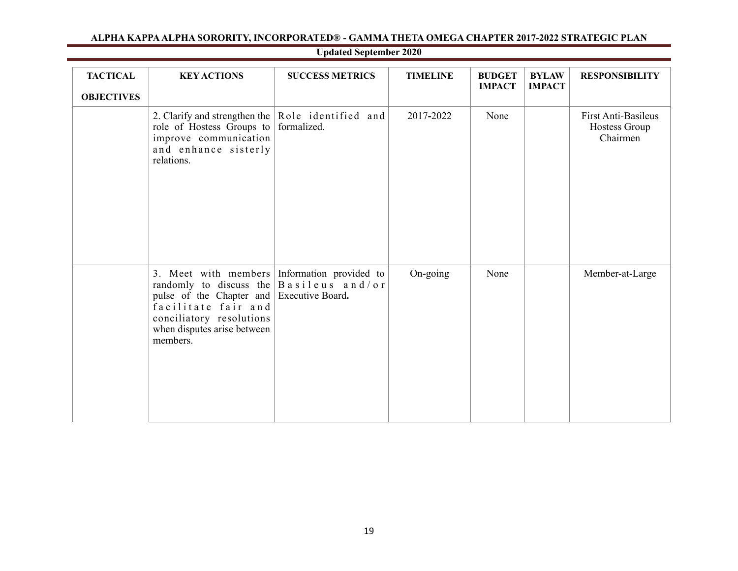# ALPHA KAPPA ALPHA SORORITY, INCORPORATED® - GAMMA THETA OMEGA CHAPTER 2017-2022 STRATEGIC PLAN

**Updated September 2020**

| TACTICAL OBJECTIVES | KEY ACTIONS | SUCCESS METRICS | TIMELINE | BUDGET IMPACT | BYLAW IMPACT | RESPONSIBILITY |
|---|---|---|---|---|---|---|
| | 2. Clarify and strengthen the role of Hostess Groups to improve communication and enhance sisterly relations. | Role identified and formalized. | 2017-2022 | None | | First Anti-Basileus Hostess Group Chairmen |
| | 3. Meet with members randomly to discuss the pulse of the Chapter and facilitate fair and conciliatory resolutions when disputes arise between members. | Information provided to Basileus and/or Executive Board**.** | On-going | None | | Member-at-Large |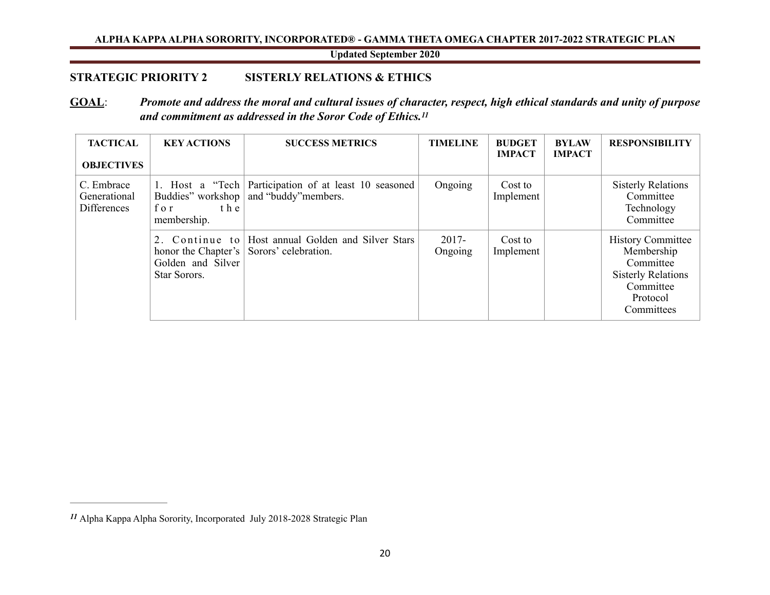## STRATEGIC PRIORITY 2 SISTERLY RELATIONS & ETHICS

**GOAL**: ***Promote and address the moral and cultural issues of character, respect, high ethical standards and unity of purpose and commitment as addressed in the Soror Code of Ethics.[11]***

| TACTICAL OBJECTIVES | KEY ACTIONS | SUCCESS METRICS | TIMELINE | BUDGET IMPACT | BYLAW IMPACT | RESPONSIBILITY |
|---|---|---|---|---|---|---|
| C. Embrace Generational Differences | 1. Host a "Tech Buddies" workshop for the membership. | Participation of at least 10 seasoned and "buddy"members. | Ongoing | Cost to Implement | | Sisterly Relations Committee Technology Committee |
| | 2. Continue to honor the Chapter's Golden and Silver Star Sorors. | Host annual Golden and Silver Stars Sorors' celebration. | 2017-Ongoing | Cost to Implement | | History Committee Membership Committee Sisterly Relations Committee Protocol Committees |

---

[11] Alpha Kappa Alpha Sorority, Incorporated July 2018-2028 Strategic Plan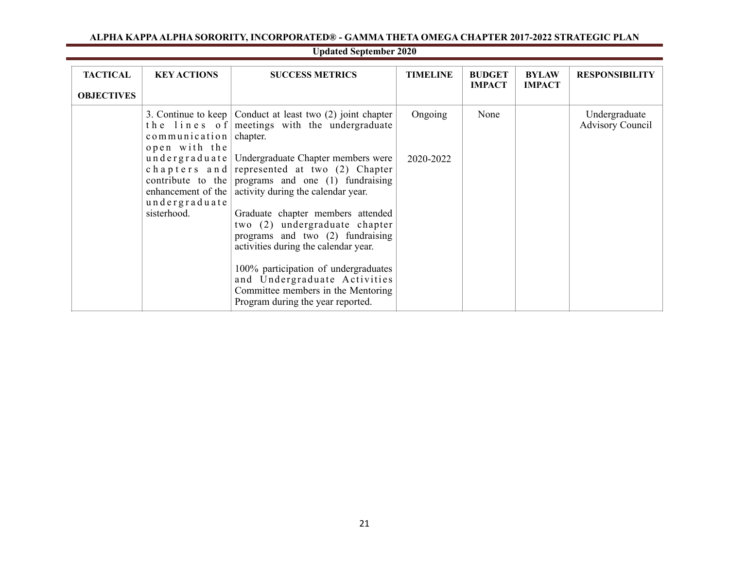**ALPHA KAPPA ALPHA SORORITY, INCORPORATED® - GAMMA THETA OMEGA CHAPTER 2017-2022 STRATEGIC PLAN**

**Updated September 2020**

| TACTICAL OBJECTIVES | KEY ACTIONS | SUCCESS METRICS | TIMELINE | BUDGET IMPACT | BYLAW IMPACT | RESPONSIBILITY |
|---|---|---|---|---|---|---|
| | 3. Continue to keep the lines of communication open with the undergraduate chapters and contribute to the enhancement of the undergraduate sisterhood. | Conduct at least two (2) joint chapter meetings with the undergraduate chapter.<br><br>Undergraduate Chapter members were represented at two (2) Chapter programs and one (1) fundraising activity during the calendar year.<br><br>Graduate chapter members attended two (2) undergraduate chapter programs and two (2) fundraising activities during the calendar year.<br><br>100% participation of undergraduates and Undergraduate Activities Committee members in the Mentoring Program during the year reported. | Ongoing<br><br>2020-2022 | None | | Undergraduate Advisory Council |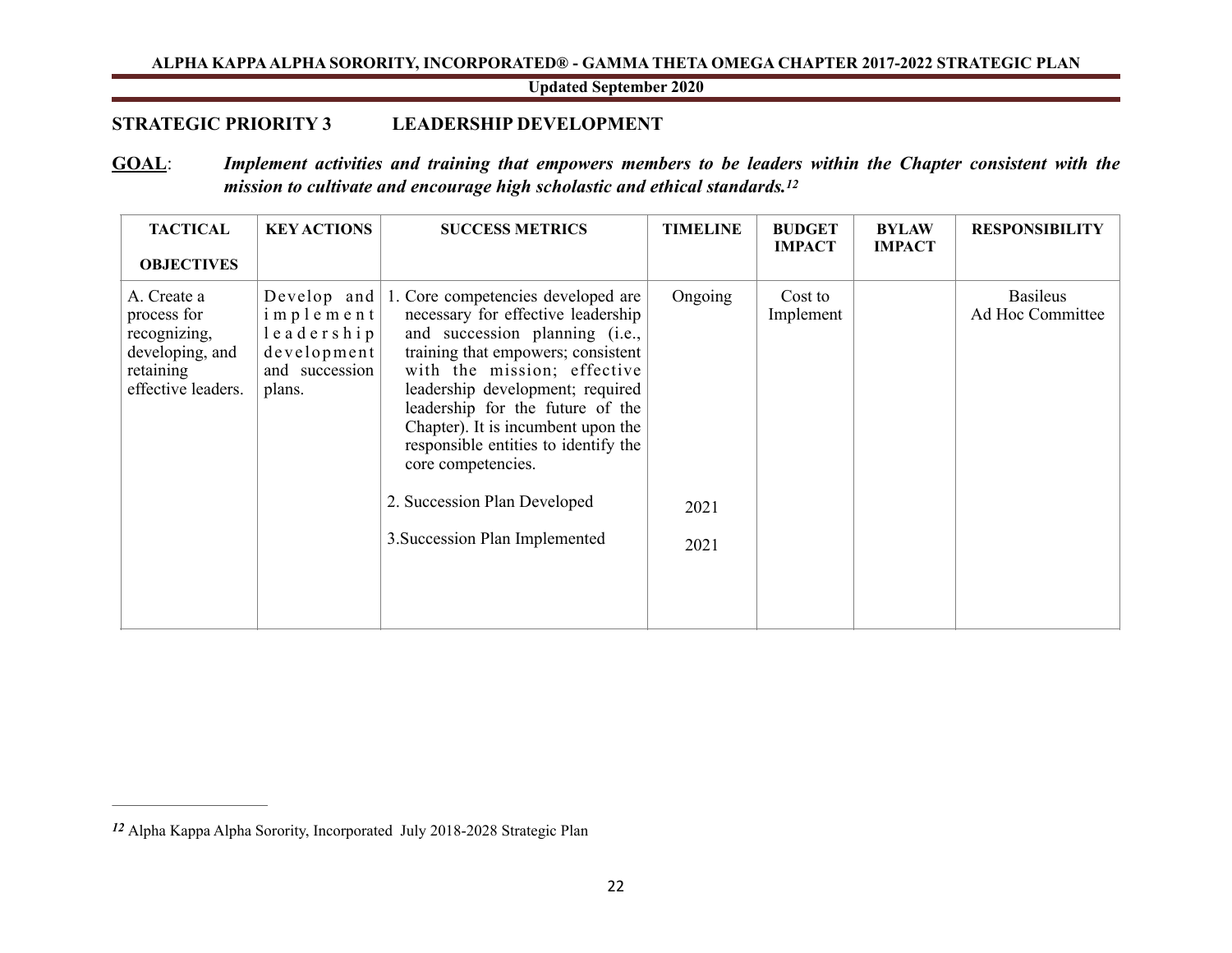## STRATEGIC PRIORITY 3 LEADERSHIP DEVELOPMENT

**GOAL**: ***Implement activities and training that empowers members to be leaders within the Chapter consistent with the mission to cultivate and encourage high scholastic and ethical standards.*[12]**

| TACTICAL OBJECTIVES | KEY ACTIONS | SUCCESS METRICS | TIMELINE | BUDGET IMPACT | BYLAW IMPACT | RESPONSIBILITY |
|---|---|---|---|---|---|---|
| A. Create a process for recognizing, developing, and retaining effective leaders. | Develop and implement leadership development and succession plans. | 1. Core competencies developed are necessary for effective leadership and succession planning (i.e., training that empowers; consistent with the mission; effective leadership development; required leadership for the future of the Chapter). It is incumbent upon the responsible entities to identify the core competencies.<br><br>2. Succession Plan Developed<br><br>3.Succession Plan Implemented | Ongoing<br><br>2021<br><br>2021 | Cost to Implement | | Basileus Ad Hoc Committee |

---

[12] Alpha Kappa Alpha Sorority, Incorporated July 2018-2028 Strategic Plan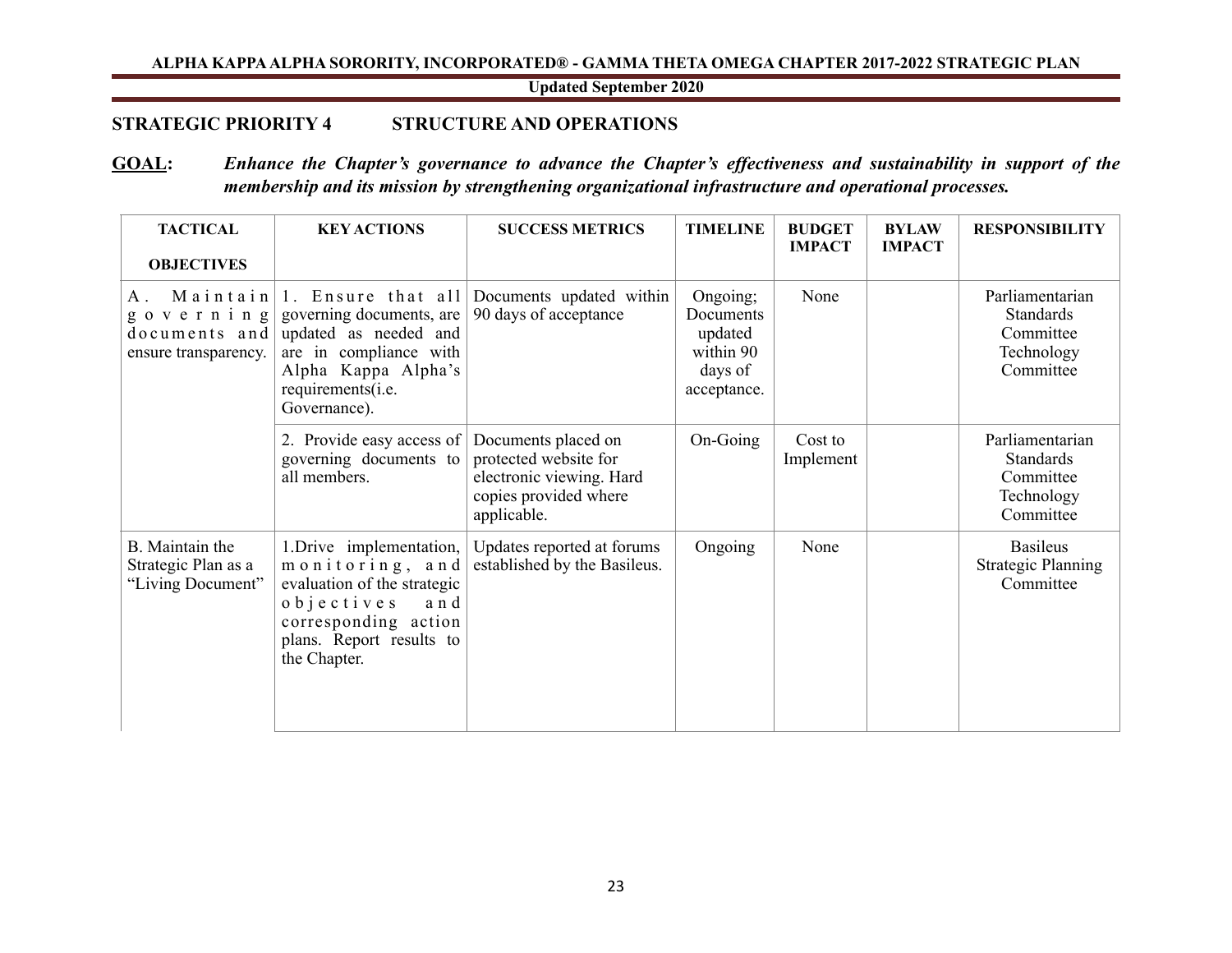## STRATEGIC PRIORITY 4 STRUCTURE AND OPERATIONS

**GOAL:** ***Enhance the Chapter's governance to advance the Chapter's effectiveness and sustainability in support of the membership and its mission by strengthening organizational infrastructure and operational processes.***

| TACTICAL OBJECTIVES | KEY ACTIONS | SUCCESS METRICS | TIMELINE | BUDGET IMPACT | BYLAW IMPACT | RESPONSIBILITY |
|---|---|---|---|---|---|---|
| A. Maintain governing documents and ensure transparency. | 1. Ensure that all governing documents, are updated as needed and are in compliance with Alpha Kappa Alpha's requirements(i.e. Governance). | Documents updated within 90 days of acceptance | Ongoing; Documents updated within 90 days of acceptance. | None | | Parliamentarian Standards Committee Technology Committee |
| | 2. Provide easy access of governing documents to all members. | Documents placed on protected website for electronic viewing. Hard copies provided where applicable. | On-Going | Cost to Implement | | Parliamentarian Standards Committee Technology Committee |
| B. Maintain the Strategic Plan as a "Living Document" | 1.Drive implementation, monitoring, and evaluation of the strategic objectives and corresponding action plans. Report results to the Chapter. | Updates reported at forums established by the Basileus. | Ongoing | None | | Basileus Strategic Planning Committee |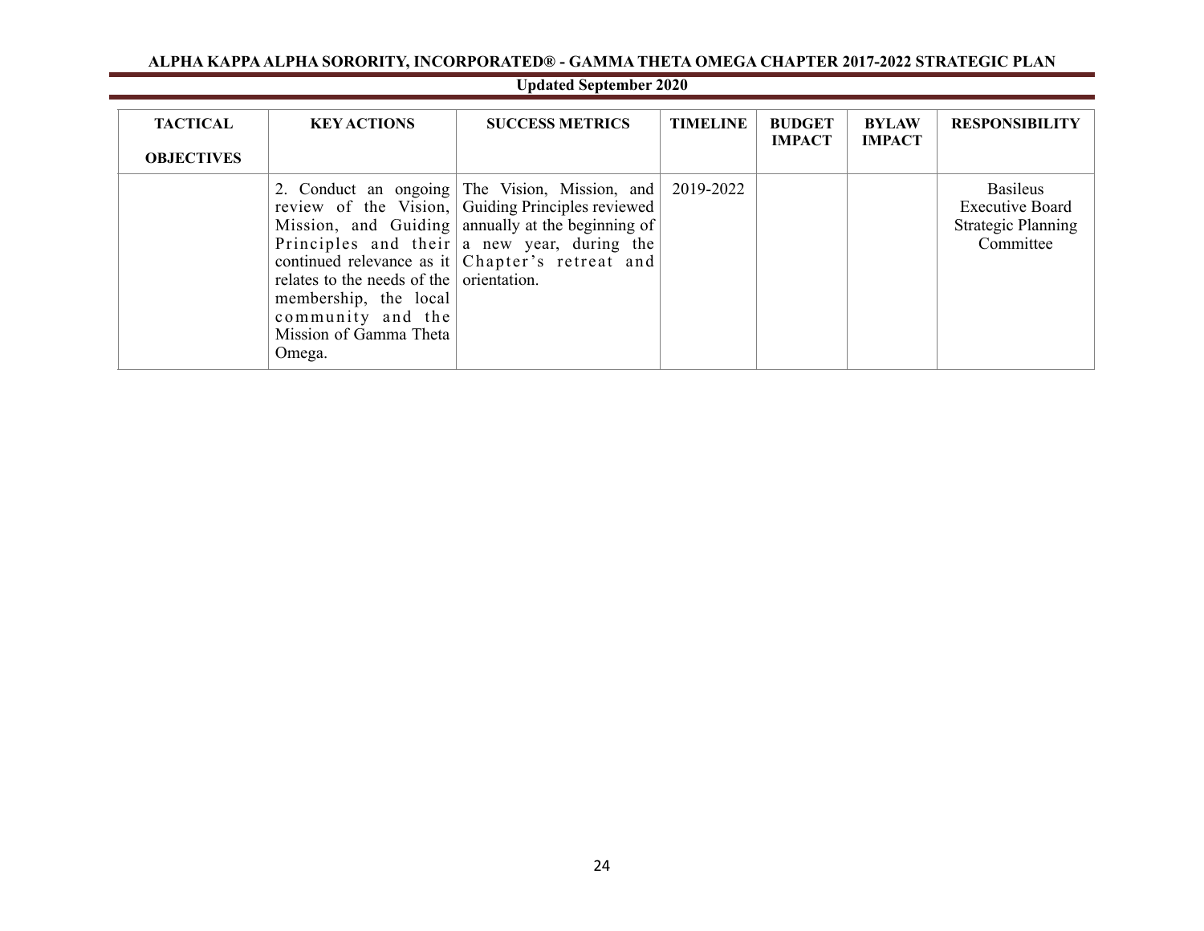| TACTICAL OBJECTIVES | KEY ACTIONS | SUCCESS METRICS | TIMELINE | BUDGET IMPACT | BYLAW IMPACT | RESPONSIBILITY |
|---|---|---|---|---|---|---|
| | 2. Conduct an ongoing review of the Vision, Mission, and Guiding Principles and their continued relevance as it relates to the needs of the membership, the local community and the Mission of Gamma Theta Omega. | The Vision, Mission, and Guiding Principles reviewed annually at the beginning of a new year, during the Chapter's retreat and orientation. | 2019-2022 | | | Basileus<br>Executive Board<br>Strategic Planning Committee |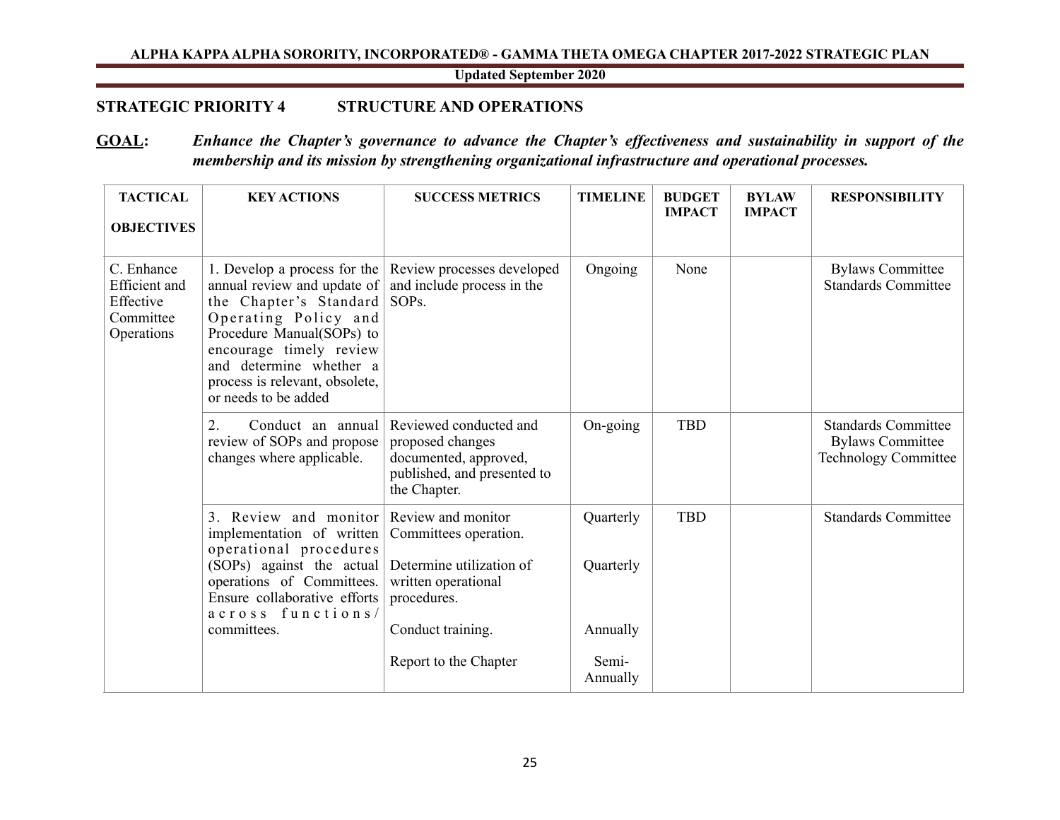## STRATEGIC PRIORITY 4 STRUCTURE AND OPERATIONS

**GOAL:** ***Enhance the Chapter's governance to advance the Chapter's effectiveness and sustainability in support of the membership and its mission by strengthening organizational infrastructure and operational processes.***

| TACTICAL OBJECTIVES | KEY ACTIONS | SUCCESS METRICS | TIMELINE | BUDGET IMPACT | BYLAW IMPACT | RESPONSIBILITY |
|---|---|---|---|---|---|---|
| C. Enhance Efficient and Effective Committee Operations | 1. Develop a process for the annual review and update of the Chapter's Standard Operating Policy and Procedure Manual(SOPs) to encourage timely review and determine whether a process is relevant, obsolete, or needs to be added | Review processes developed and include process in the SOPs. | Ongoing | None | | Bylaws Committee<br>Standards Committee |
| | 2. Conduct an annual review of SOPs and propose changes where applicable. | Reviewed conducted and proposed changes documented, approved, published, and presented to the Chapter. | On-going | TBD | | Standards Committee<br>Bylaws Committee<br>Technology Committee |
| | 3. Review and monitor implementation of written operational procedures (SOPs) against the actual operations of Committees. Ensure collaborative efforts across functions/ committees. | Review and monitor Committees operation.<br><br>Determine utilization of written operational procedures.<br><br>Conduct training.<br><br>Report to the Chapter | Quarterly<br><br>Quarterly<br><br>Annually<br><br>Semi-Annually | TBD | | Standards Committee |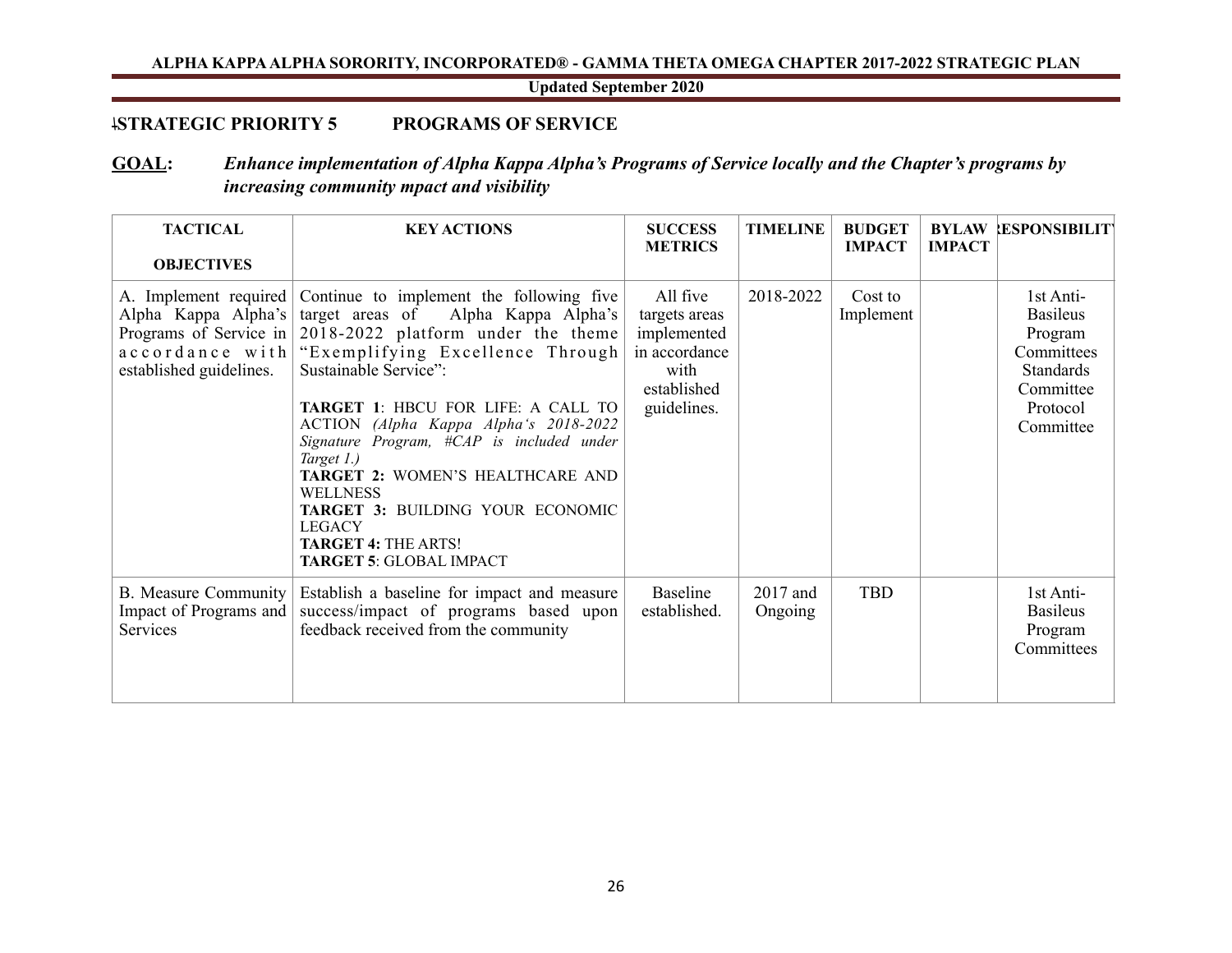## STRATEGIC PRIORITY 5 PROGRAMS OF SERVICE

**GOAL:** ***Enhance implementation of Alpha Kappa Alpha's Programs of Service locally and the Chapter's programs by increasing community mpact and visibility***

| TACTICAL OBJECTIVES | KEY ACTIONS | SUCCESS METRICS | TIMELINE | BUDGET IMPACT | BYLAW IMPACT | RESPONSIBILITY |
|---|---|---|---|---|---|---|
| A. Implement required Alpha Kappa Alpha's Programs of Service in accordance with established guidelines. | Continue to implement the following five target areas of Alpha Kappa Alpha's 2018-2022 platform under the theme "Exemplifying Excellence Through Sustainable Service":<br><br>**TARGET 1**: HBCU FOR LIFE: A CALL TO ACTION *(Alpha Kappa Alpha's 2018-2022 Signature Program, #CAP is included under Target 1.)*<br>**TARGET 2:** WOMEN'S HEALTHCARE AND WELLNESS<br>**TARGET 3:** BUILDING YOUR ECONOMIC LEGACY<br>**TARGET 4:** THE ARTS!<br>**TARGET 5**: GLOBAL IMPACT | All five targets areas implemented in accordance with established guidelines. | 2018-2022 | Cost to Implement | | 1st Anti-Basileus Program Committees Standards Committee Protocol Committee |
| B. Measure Community Impact of Programs and Services | Establish a baseline for impact and measure success/impact of programs based upon feedback received from the community | Baseline established. | 2017 and Ongoing | TBD | | 1st Anti-Basileus Program Committees |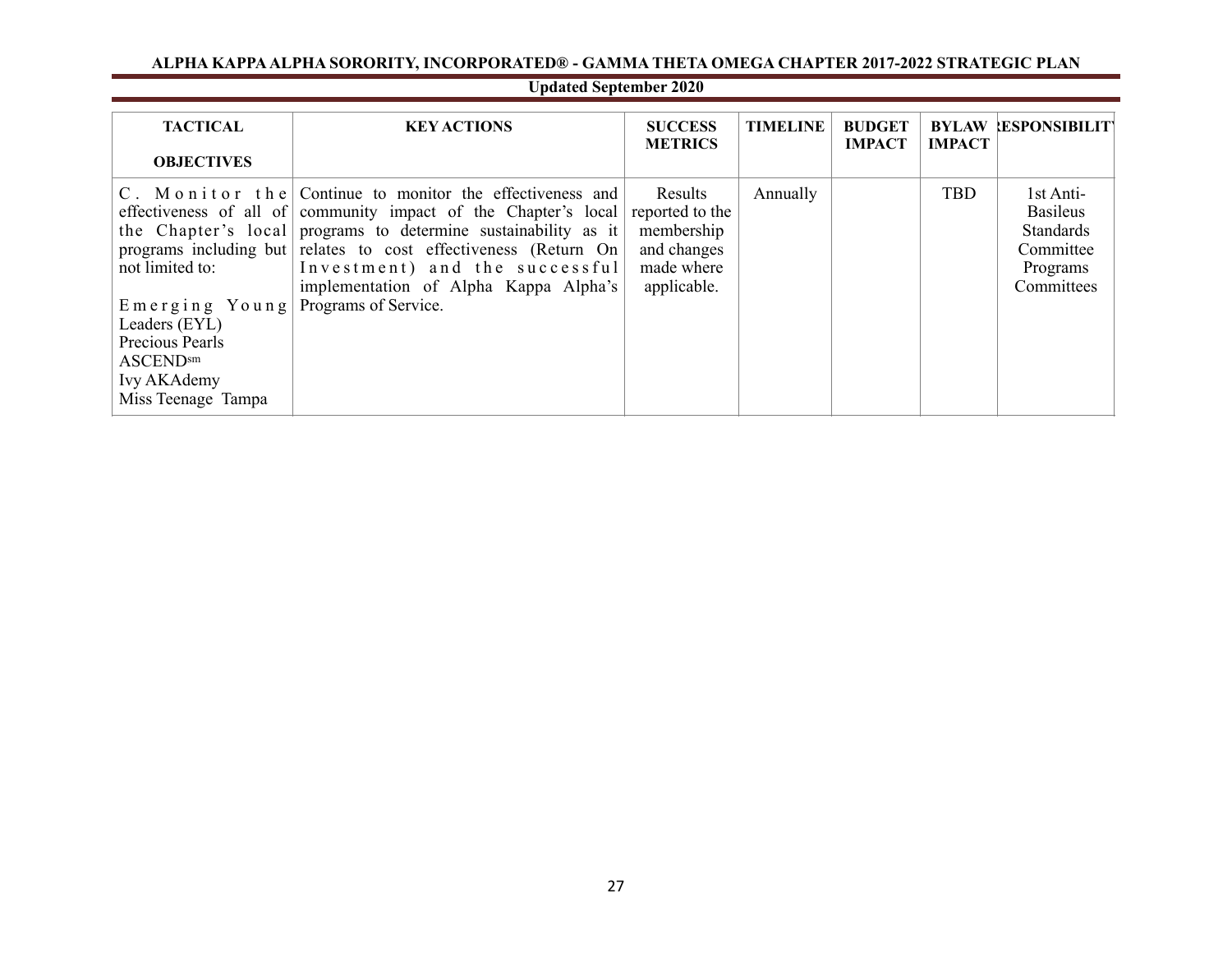**ALPHA KAPPA ALPHA SORORITY, INCORPORATED® - GAMMA THETA OMEGA CHAPTER 2017-2022 STRATEGIC PLAN**

**Updated September 2020**

| TACTICAL OBJECTIVES | KEY ACTIONS | SUCCESS METRICS | TIMELINE | BUDGET IMPACT | BYLAW IMPACT | RESPONSIBILITY |
|---|---|---|---|---|---|---|
| C. Monitor the effectiveness of all of the Chapter's local programs including but not limited to:<br><br>Emerging Young Leaders (EYL)<br>Precious Pearls<br>ASCEND[sm]<br>Ivy AKAdemy<br>Miss Teenage Tampa | Continue to monitor the effectiveness and community impact of the Chapter's local programs to determine sustainability as it relates to cost effectiveness (Return On Investment) and the successful implementation of Alpha Kappa Alpha's Programs of Service. | Results reported to the membership and changes made where applicable. | Annually | | TBD | 1st Anti-Basileus Standards Committee Programs Committees |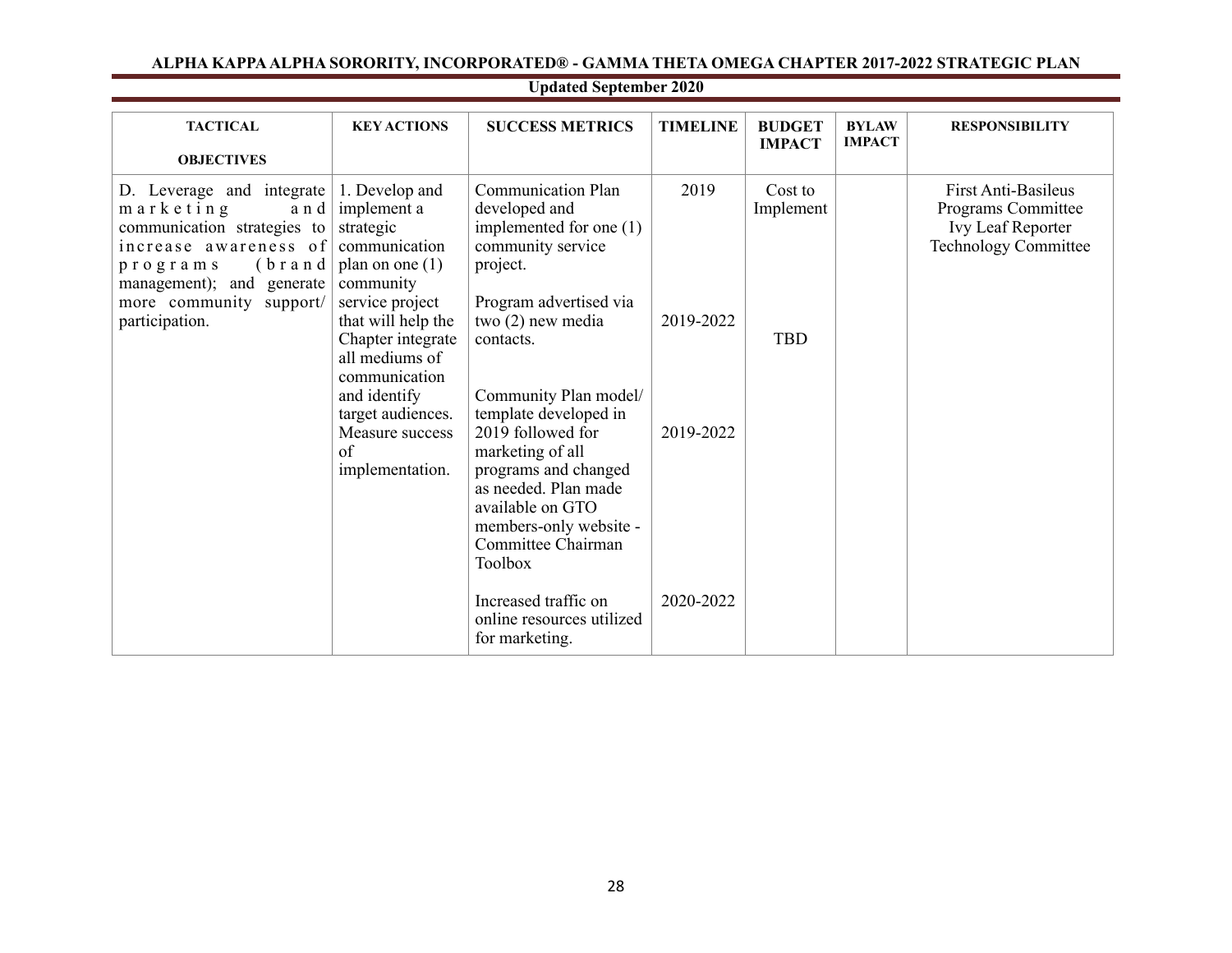**ALPHA KAPPA ALPHA SORORITY, INCORPORATED® - GAMMA THETA OMEGA CHAPTER 2017-2022 STRATEGIC PLAN**

**Updated September 2020**

| TACTICAL OBJECTIVES | KEY ACTIONS | SUCCESS METRICS | TIMELINE | BUDGET IMPACT | BYLAW IMPACT | RESPONSIBILITY |
|---|---|---|---|---|---|---|
| D. Leverage and integrate marketing and communication strategies to increase awareness of programs (brand management); and generate more community support/ participation. | 1. Develop and implement a strategic communication plan on one (1) community service project that will help the Chapter integrate all mediums of communication and identify target audiences. Measure success of implementation. | Communication Plan developed and implemented for one (1) community service project. | 2019 | Cost to Implement | | First Anti-Basileus<br>Programs Committee<br>Ivy Leaf Reporter<br>Technology Committee |
| | | Program advertised via two (2) new media contacts. | 2019-2022 | TBD | | |
| | | Community Plan model/ template developed in 2019 followed for marketing of all programs and changed as needed. Plan made available on GTO members-only website - Committee Chairman Toolbox | 2019-2022 | | | |
| | | Increased traffic on online resources utilized for marketing. | 2020-2022 | | | |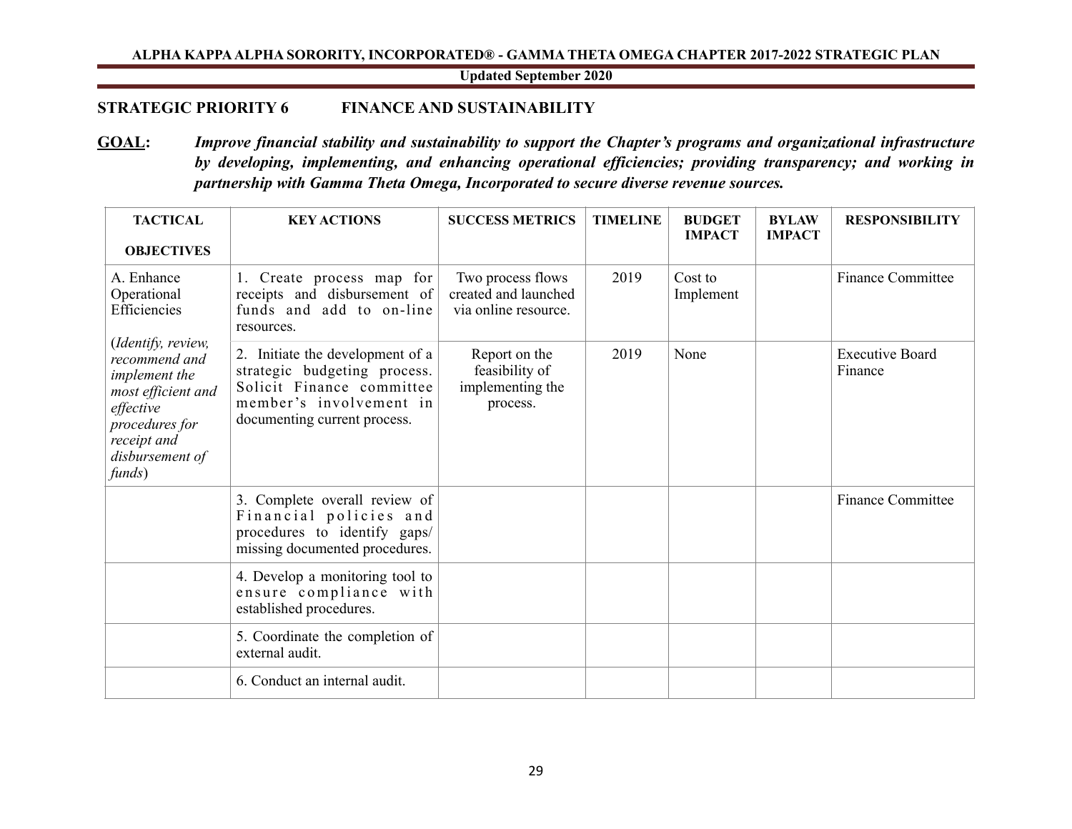## STRATEGIC PRIORITY 6 FINANCE AND SUSTAINABILITY

**GOAL:** ***Improve financial stability and sustainability to support the Chapter's programs and organizational infrastructure by developing, implementing, and enhancing operational efficiencies; providing transparency; and working in partnership with Gamma Theta Omega, Incorporated to secure diverse revenue sources.***

| TACTICAL OBJECTIVES | KEY ACTIONS | SUCCESS METRICS | TIMELINE | BUDGET IMPACT | BYLAW IMPACT | RESPONSIBILITY |
|---|---|---|---|---|---|---|
| A. Enhance Operational Efficiencies (*Identify, review, recommend and implement the most efficient and effective procedures for receipt and disbursement of funds*) | 1. Create process map for receipts and disbursement of funds and add to on-line resources. | Two process flows created and launched via online resource. | 2019 | Cost to Implement | | Finance Committee |
| | 2. Initiate the development of a strategic budgeting process. Solicit Finance committee member's involvement in documenting current process. | Report on the feasibility of implementing the process. | 2019 | None | | Executive Board Finance |
| | 3. Complete overall review of Financial policies and procedures to identify gaps/ missing documented procedures. | | | | | Finance Committee |
| | 4. Develop a monitoring tool to ensure compliance with established procedures. | | | | | |
| | 5. Coordinate the completion of external audit. | | | | | |
| | 6. Conduct an internal audit. | | | | | |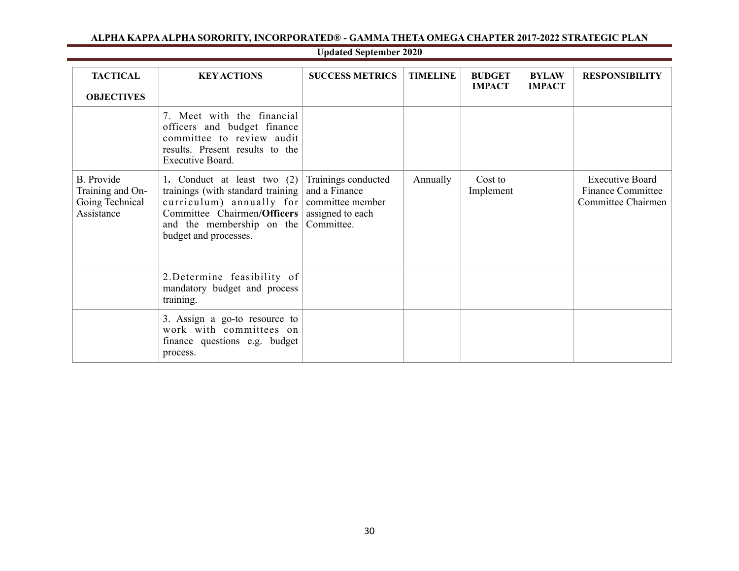| TACTICAL OBJECTIVES | KEY ACTIONS | SUCCESS METRICS | TIMELINE | BUDGET IMPACT | BYLAW IMPACT | RESPONSIBILITY |
|---|---|---|---|---|---|---|
| | 7. Meet with the financial officers and budget finance committee to review audit results. Present results to the Executive Board. | | | | | |
| B. Provide Training and On-Going Technical Assistance | 1. Conduct at least two (2) trainings (with standard training curriculum) annually for Committee Chairmen/**Officers** and the membership on the budget and processes. | Trainings conducted and a Finance committee member assigned to each Committee. | Annually | Cost to Implement | | Executive Board Finance Committee Committee Chairmen |
| | 2.Determine feasibility of mandatory budget and process training. | | | | | |
| | 3. Assign a go-to resource to work with committees on finance questions e.g. budget process. | | | | | |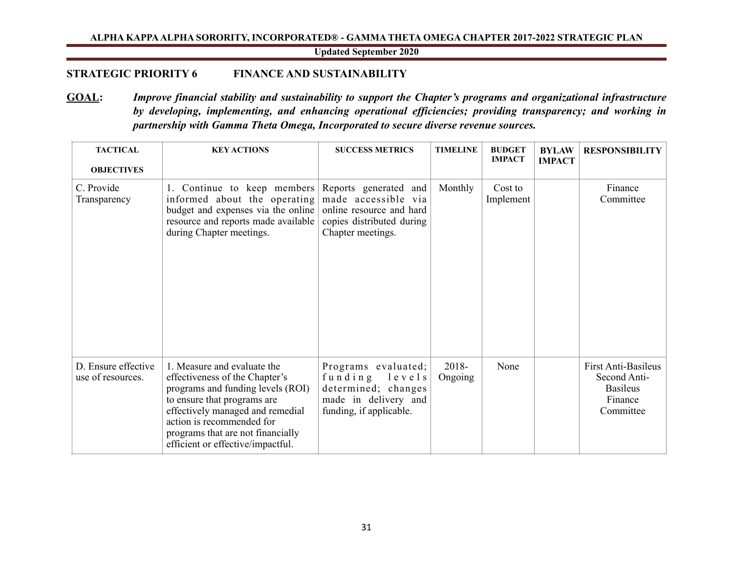## STRATEGIC PRIORITY 6 FINANCE AND SUSTAINABILITY

**<u>GOAL</u>:** ***Improve financial stability and sustainability to support the Chapter's programs and organizational infrastructure by developing, implementing, and enhancing operational efficiencies; providing transparency; and working in partnership with Gamma Theta Omega, Incorporated to secure diverse revenue sources.***

| TACTICAL OBJECTIVES | KEY ACTIONS | SUCCESS METRICS | TIMELINE | BUDGET IMPACT | BYLAW IMPACT | RESPONSIBILITY |
|---|---|---|---|---|---|---|
| C. Provide Transparency | 1. Continue to keep members informed about the operating budget and expenses via the online resource and reports made available during Chapter meetings. | Reports generated and made accessible via online resource and hard copies distributed during Chapter meetings. | Monthly | Cost to Implement | | Finance Committee |
| D. Ensure effective use of resources. | 1. Measure and evaluate the effectiveness of the Chapter's programs and funding levels (ROI) to ensure that programs are effectively managed and remedial action is recommended for programs that are not financially efficient or effective/impactful. | Programs evaluated; funding levels determined; changes made in delivery and funding, if applicable. | 2018-Ongoing | None | | First Anti-Basileus<br>Second Anti-Basileus<br>Finance Committee |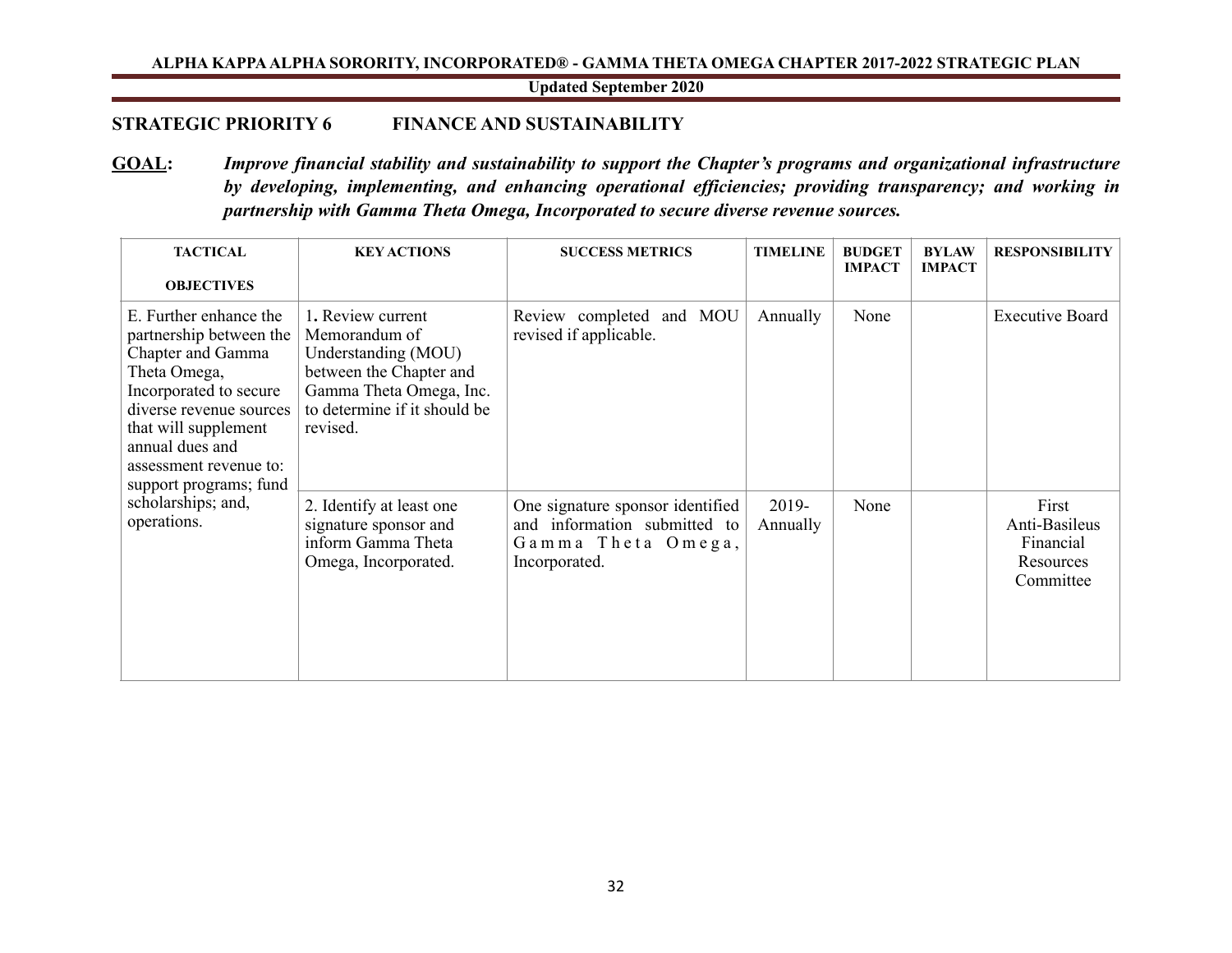## STRATEGIC PRIORITY 6 FINANCE AND SUSTAINABILITY

**GOAL:** ***Improve financial stability and sustainability to support the Chapter's programs and organizational infrastructure by developing, implementing, and enhancing operational efficiencies; providing transparency; and working in partnership with Gamma Theta Omega, Incorporated to secure diverse revenue sources.***

| TACTICAL OBJECTIVES | KEY ACTIONS | SUCCESS METRICS | TIMELINE | BUDGET IMPACT | BYLAW IMPACT | RESPONSIBILITY |
|---|---|---|---|---|---|---|
| E. Further enhance the partnership between the Chapter and Gamma Theta Omega, Incorporated to secure diverse revenue sources that will supplement annual dues and assessment revenue to: support programs; fund scholarships; and, operations. | 1. Review current Memorandum of Understanding (MOU) between the Chapter and Gamma Theta Omega, Inc. to determine if it should be revised. | Review completed and MOU revised if applicable. | Annually | None | | Executive Board |
| | 2. Identify at least one signature sponsor and inform Gamma Theta Omega, Incorporated. | One signature sponsor identified and information submitted to Gamma Theta Omega, Incorporated. | 2019-Annually | None | | First Anti-Basileus Financial Resources Committee |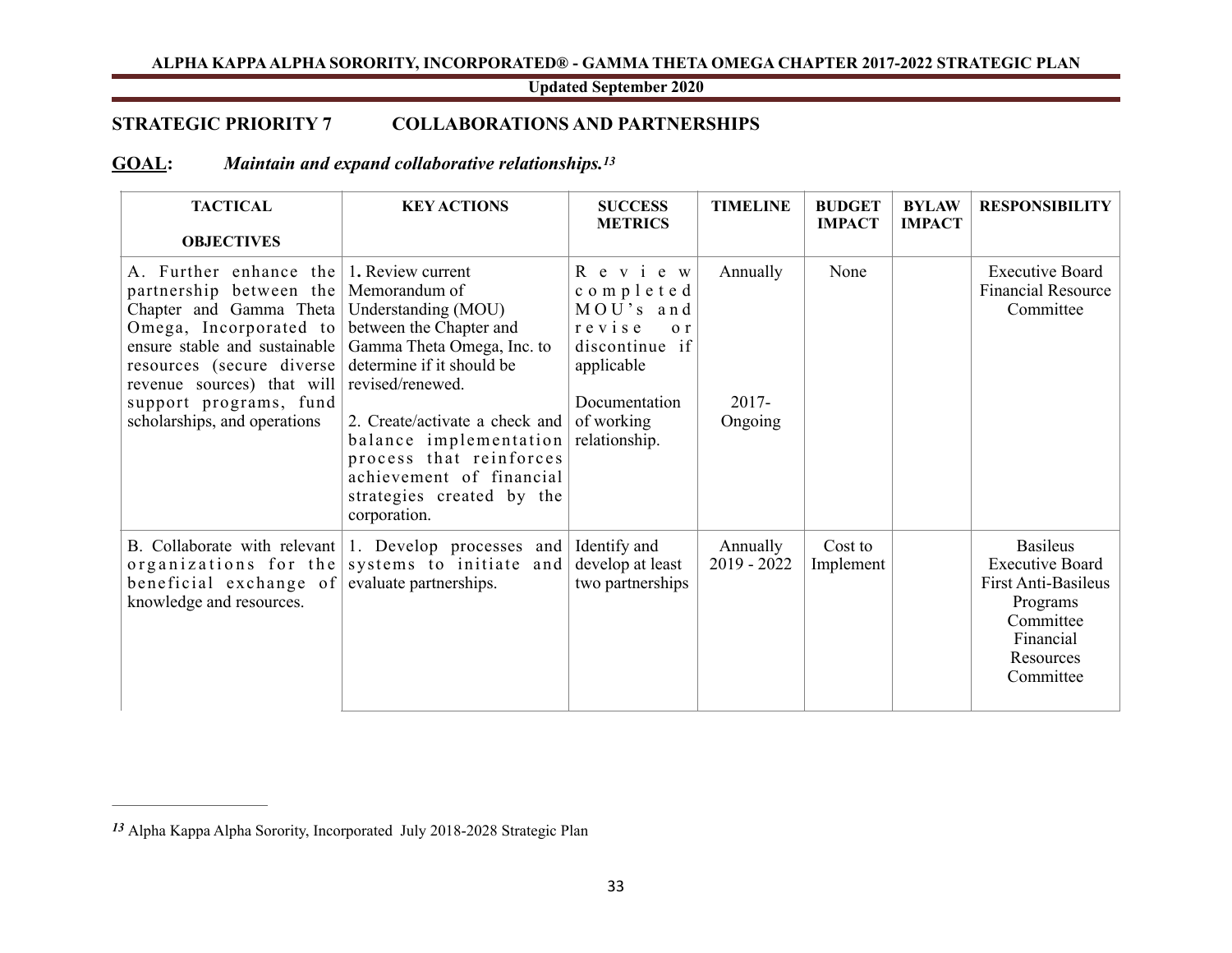## STRATEGIC PRIORITY 7 COLLABORATIONS AND PARTNERSHIPS

**GOAL:** ***Maintain and expand collaborative relationships.***[13]

| TACTICAL OBJECTIVES | KEY ACTIONS | SUCCESS METRICS | TIMELINE | BUDGET IMPACT | BYLAW IMPACT | RESPONSIBILITY |
|---|---|---|---|---|---|---|
| A. Further enhance the partnership between the Chapter and Gamma Theta Omega, Incorporated to ensure stable and sustainable resources (secure diverse revenue sources) that will support programs, fund scholarships, and operations | **1.** Review current Memorandum of Understanding (MOU) between the Chapter and Gamma Theta Omega, Inc. to determine if it should be revised/renewed.<br><br>2. Create/activate a check and balance implementation process that reinforces achievement of financial strategies created by the corporation. | Review completed MOU's and revise or discontinue if applicable<br><br>Documentation of working relationship. | Annually<br><br>2017- Ongoing | None | | Executive Board Financial Resource Committee |
| B. Collaborate with relevant organizations for the beneficial exchange of knowledge and resources. | 1. Develop processes and systems to initiate and evaluate partnerships. | Identify and develop at least two partnerships | Annually 2019 - 2022 | Cost to Implement | | Basileus Executive Board First Anti-Basileus Programs Committee Financial Resources Committee |

---

[13] Alpha Kappa Alpha Sorority, Incorporated July 2018-2028 Strategic Plan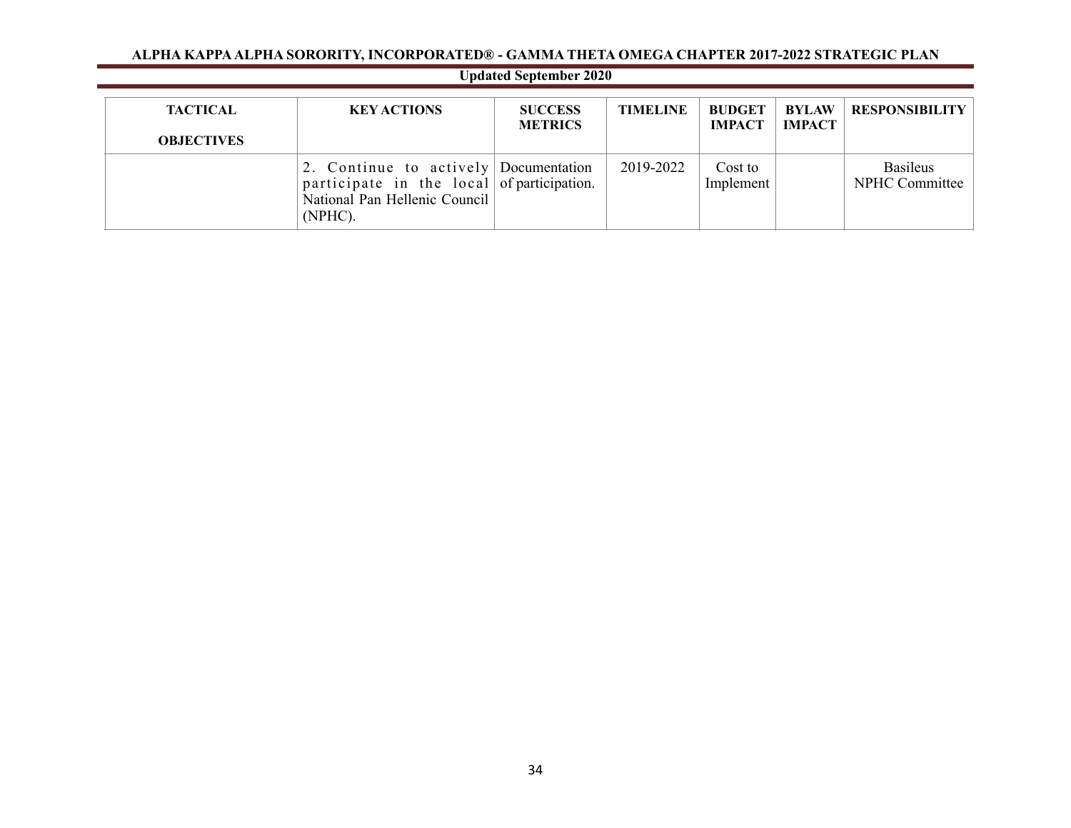| TACTICAL OBJECTIVES | KEY ACTIONS | SUCCESS METRICS | TIMELINE | BUDGET IMPACT | BYLAW IMPACT | RESPONSIBILITY |
|---|---|---|---|---|---|---|
| | 2. Continue to actively participate in the local National Pan Hellenic Council (NPHC). | Documentation of participation. | 2019-2022 | Cost to Implement | | Basileus NPHC Committee |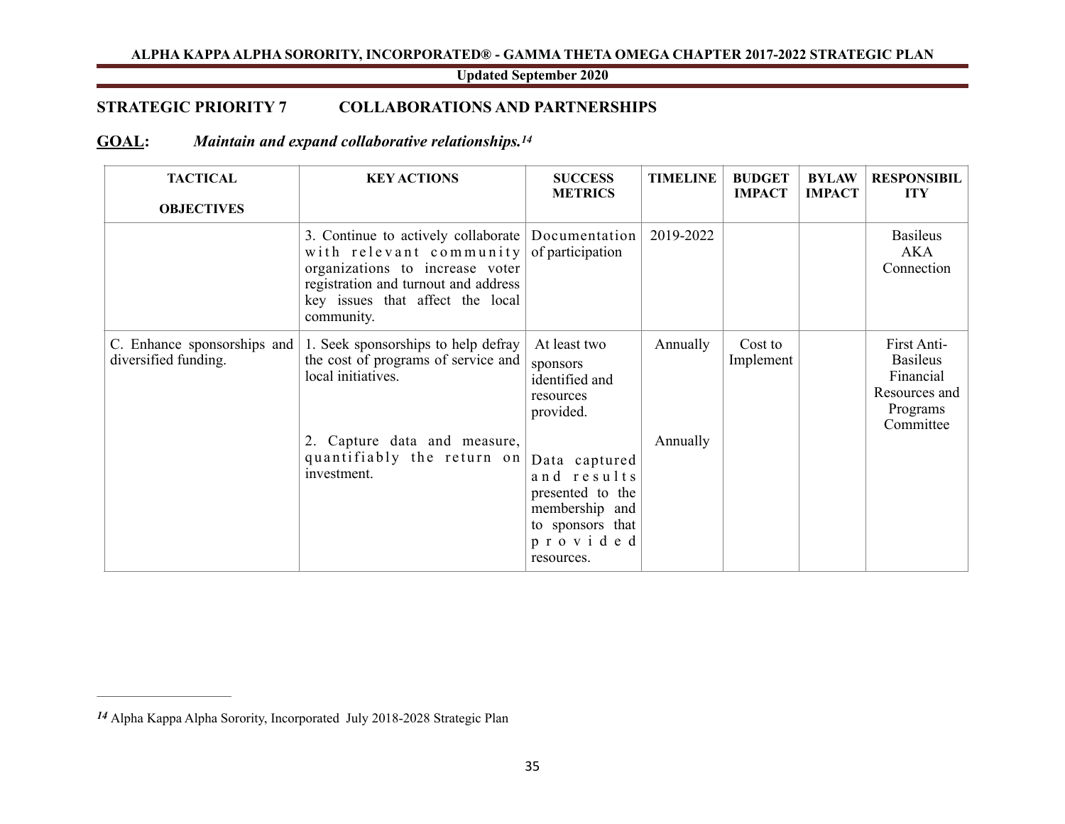## STRATEGIC PRIORITY 7 COLLABORATIONS AND PARTNERSHIPS

**GOAL:** ***Maintain and expand collaborative relationships.***[14]

| TACTICAL OBJECTIVES | KEY ACTIONS | SUCCESS METRICS | TIMELINE | BUDGET IMPACT | BYLAW IMPACT | RESPONSIBILITY |
|---|---|---|---|---|---|---|
| | 3. Continue to actively collaborate with relevant community organizations to increase voter registration and turnout and address key issues that affect the local community. | Documentation of participation | 2019-2022 | | | Basileus AKA Connection |
| C. Enhance sponsorships and diversified funding. | 1. Seek sponsorships to help defray the cost of programs of service and local initiatives. | At least two sponsors identified and resources provided. | Annually | Cost to Implement | | First Anti-Basileus Financial Resources and Programs Committee |
| | 2. Capture data and measure, quantifiably the return on investment. | Data captured and results presented to the membership and to sponsors that provided resources. | Annually | | | |

[14] Alpha Kappa Alpha Sorority, Incorporated July 2018-2028 Strategic Plan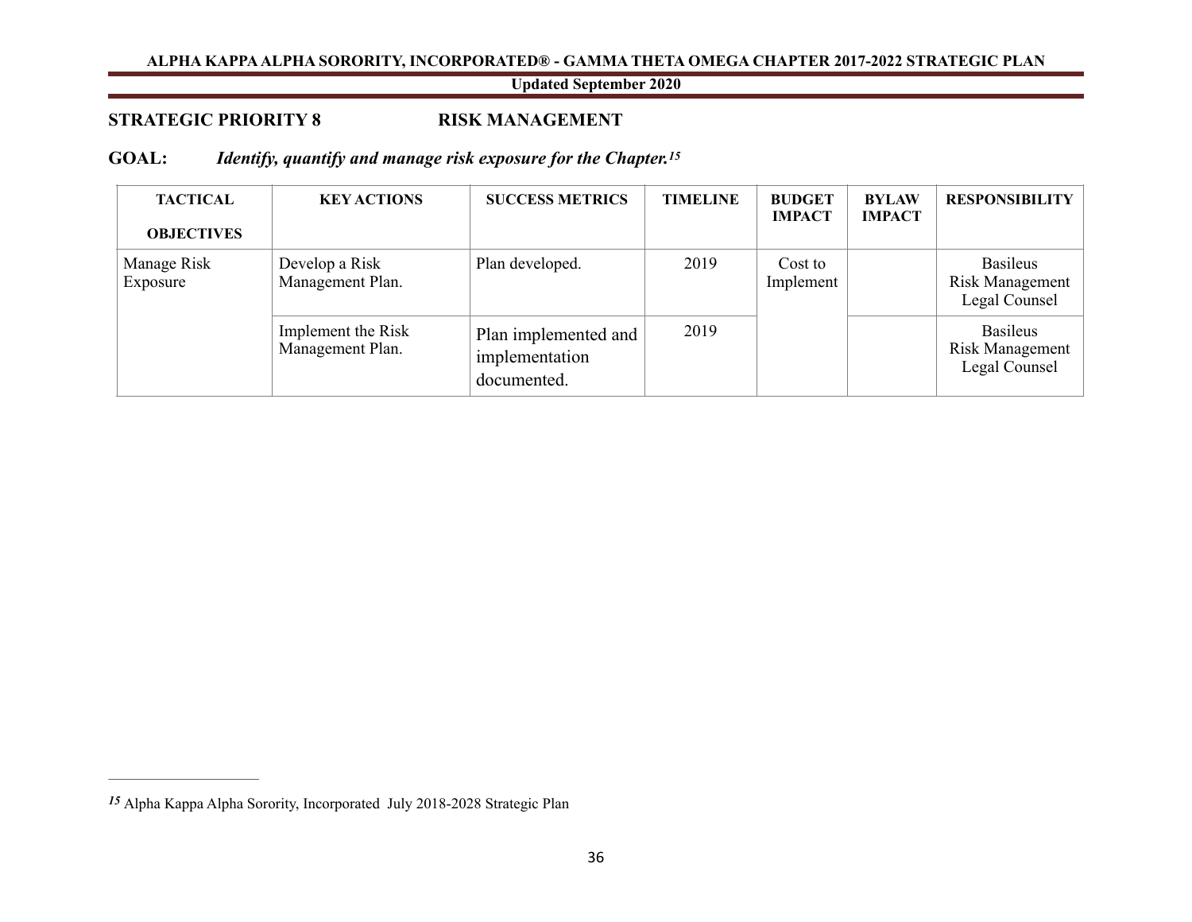## STRATEGIC PRIORITY 8 RISK MANAGEMENT

**GOAL:** ***Identify, quantify and manage risk exposure for the Chapter.[15]***

| TACTICAL OBJECTIVES | KEY ACTIONS | SUCCESS METRICS | TIMELINE | BUDGET IMPACT | BYLAW IMPACT | RESPONSIBILITY |
|---|---|---|---|---|---|---|
| Manage Risk Exposure | Develop a Risk Management Plan. | Plan developed. | 2019 | Cost to Implement | | Basileus<br>Risk Management<br>Legal Counsel |
| | Implement the Risk Management Plan. | Plan implemented and implementation documented. | 2019 | | | Basileus<br>Risk Management<br>Legal Counsel |

---

[15] Alpha Kappa Alpha Sorority, Incorporated July 2018-2028 Strategic Plan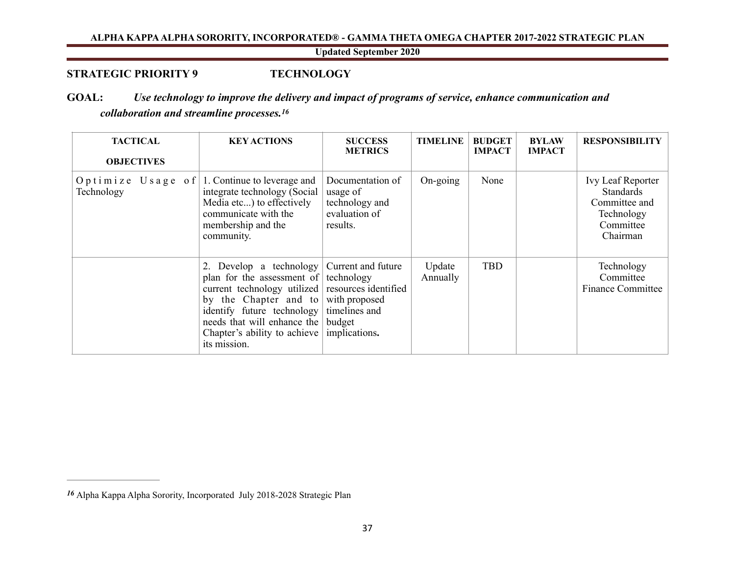## STRATEGIC PRIORITY 9 TECHNOLOGY

**GOAL:** ***Use technology to improve the delivery and impact of programs of service, enhance communication and collaboration and streamline processes.[16]***

| TACTICAL OBJECTIVES | KEY ACTIONS | SUCCESS METRICS | TIMELINE | BUDGET IMPACT | BYLAW IMPACT | RESPONSIBILITY |
|---|---|---|---|---|---|---|
| Optimize Usage of Technology | 1. Continue to leverage and integrate technology (Social Media etc...) to effectively communicate with the membership and the community. | Documentation of usage of technology and evaluation of results. | On-going | None | | Ivy Leaf Reporter Standards Committee and Technology Committee Chairman |
| | 2. Develop a technology plan for the assessment of current technology utilized by the Chapter and to identify future technology needs that will enhance the Chapter's ability to achieve its mission. | Current and future technology resources identified with proposed timelines and budget implications**.** | Update Annually | TBD | | Technology Committee Finance Committee |

[16] Alpha Kappa Alpha Sorority, Incorporated July 2018-2028 Strategic Plan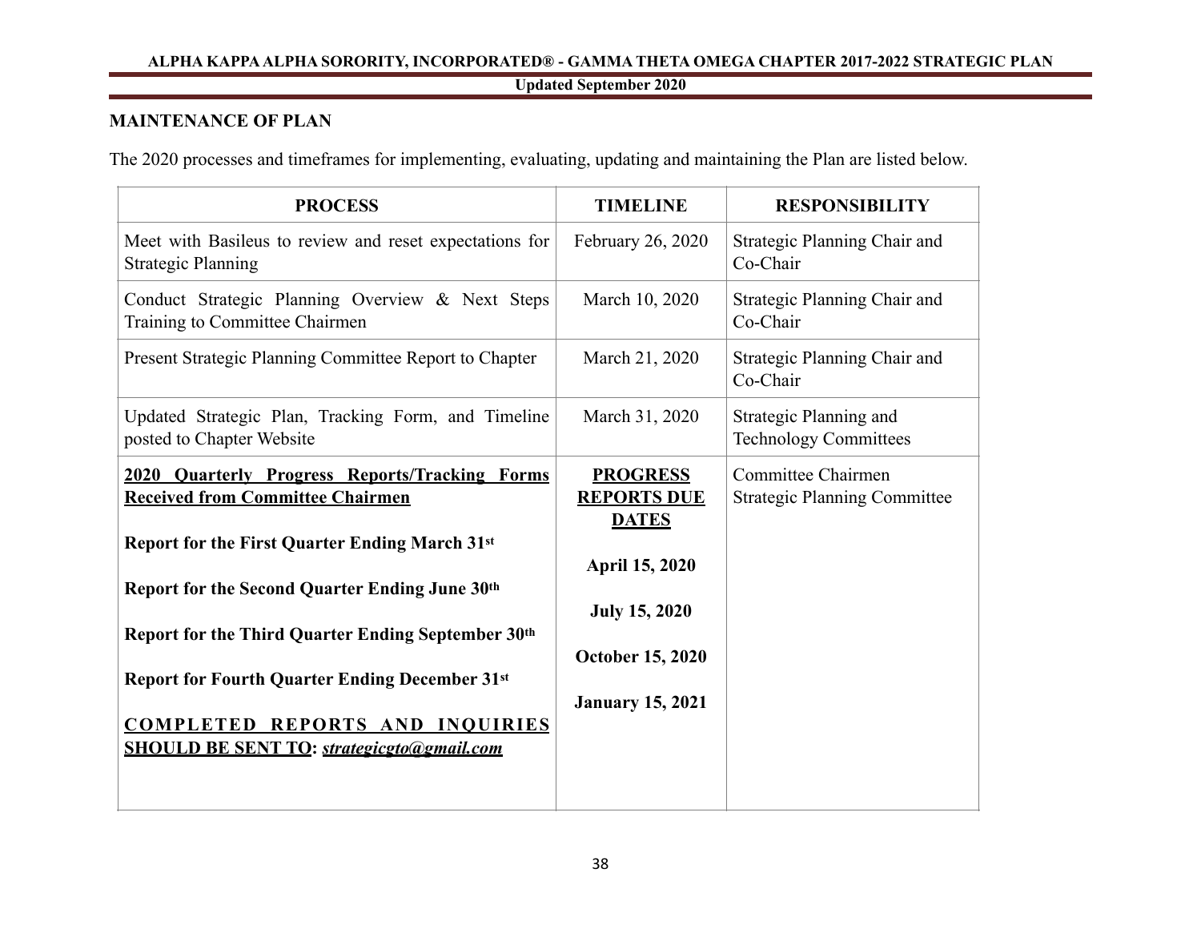## MAINTENANCE OF PLAN

The 2020 processes and timeframes for implementing, evaluating, updating and maintaining the Plan are listed below.

| PROCESS | TIMELINE | RESPONSIBILITY |
|---|---|---|
| Meet with Basileus to review and reset expectations for Strategic Planning | February 26, 2020 | Strategic Planning Chair and Co-Chair |
| Conduct Strategic Planning Overview & Next Steps Training to Committee Chairmen | March 10, 2020 | Strategic Planning Chair and Co-Chair |
| Present Strategic Planning Committee Report to Chapter | March 21, 2020 | Strategic Planning Chair and Co-Chair |
| Updated Strategic Plan, Tracking Form, and Timeline posted to Chapter Website | March 31, 2020 | Strategic Planning and Technology Committees |
| **2020 Quarterly Progress Reports/Tracking Forms Received from Committee Chairmen**<br><br>**Report for the First Quarter Ending March 31st**<br><br>**Report for the Second Quarter Ending June 30th**<br><br>**Report for the Third Quarter Ending September 30th**<br><br>**Report for Fourth Quarter Ending December 31st**<br><br>**COMPLETED REPORTS AND INQUIRIES SHOULD BE SENT TO: *strategicgto@gmail.com*** | **PROGRESS REPORTS DUE DATES**<br><br>**April 15, 2020**<br><br>**July 15, 2020**<br><br>**October 15, 2020**<br><br>**January 15, 2021** | Committee Chairmen<br>Strategic Planning Committee |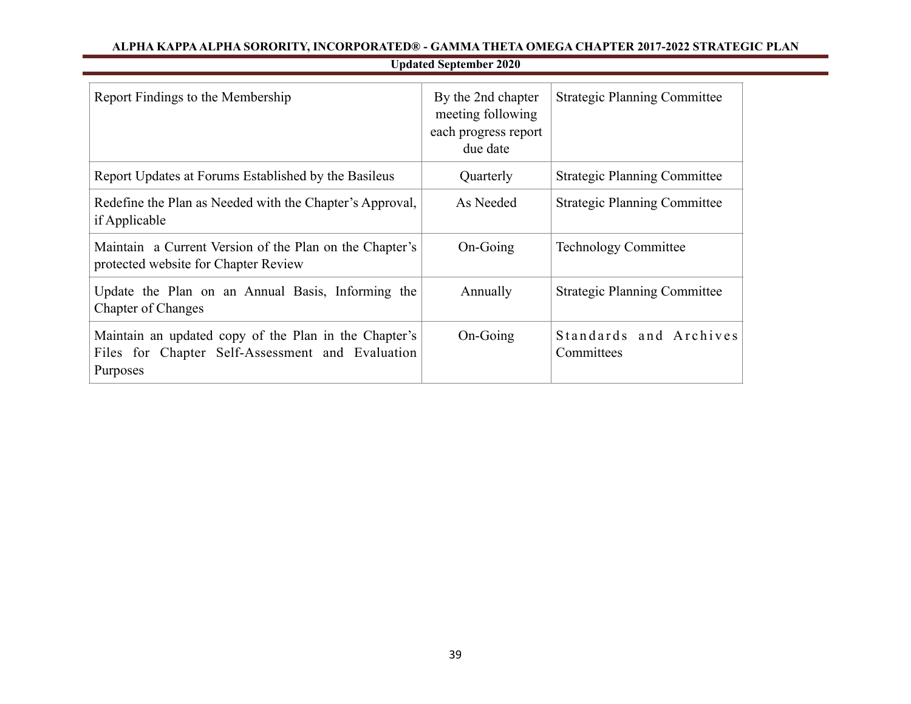| Report Findings to the Membership | By the 2nd chapter meeting following each progress report due date | Strategic Planning Committee |
|---|---|---|
| Report Updates at Forums Established by the Basileus | Quarterly | Strategic Planning Committee |
| Redefine the Plan as Needed with the Chapter's Approval, if Applicable | As Needed | Strategic Planning Committee |
| Maintain a Current Version of the Plan on the Chapter's protected website for Chapter Review | On-Going | Technology Committee |
| Update the Plan on an Annual Basis, Informing the Chapter of Changes | Annually | Strategic Planning Committee |
| Maintain an updated copy of the Plan in the Chapter's Files for Chapter Self-Assessment and Evaluation Purposes | On-Going | Standards and Archives Committees |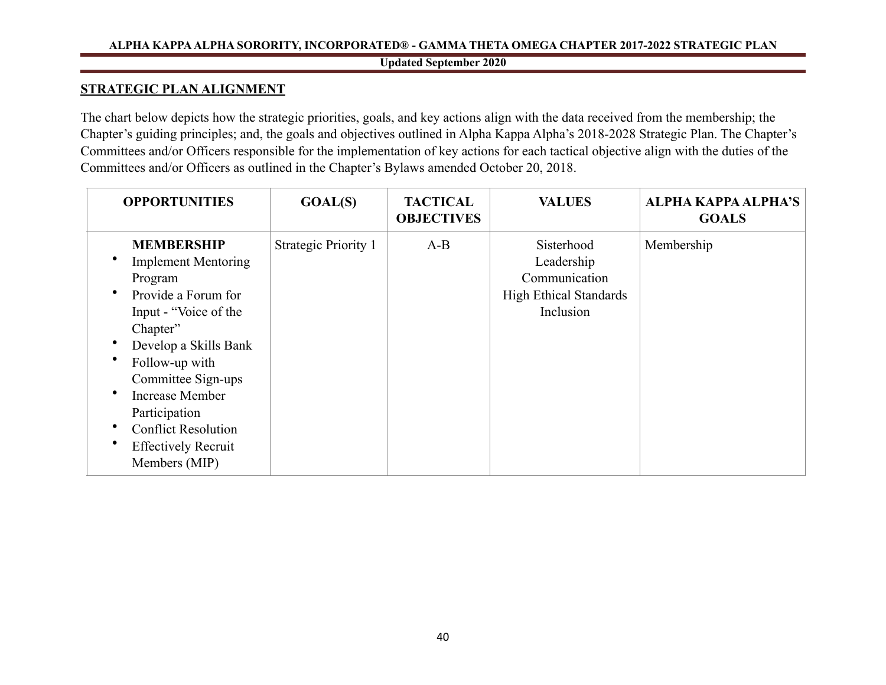## STRATEGIC PLAN ALIGNMENT

The chart below depicts how the strategic priorities, goals, and key actions align with the data received from the membership; the Chapter's guiding principles; and, the goals and objectives outlined in Alpha Kappa Alpha's 2018-2028 Strategic Plan. The Chapter's Committees and/or Officers responsible for the implementation of key actions for each tactical objective align with the duties of the Committees and/or Officers as outlined in the Chapter's Bylaws amended October 20, 2018.

| OPPORTUNITIES | GOAL(S) | TACTICAL OBJECTIVES | VALUES | ALPHA KAPPA ALPHA'S GOALS |
|---|---|---|---|---|
| **MEMBERSHIP**<br>• Implement Mentoring Program<br>• Provide a Forum for Input - "Voice of the Chapter"<br>• Develop a Skills Bank<br>• Follow-up with Committee Sign-ups<br>• Increase Member Participation<br>• Conflict Resolution<br>• Effectively Recruit Members (MIP) | Strategic Priority 1 | A-B | Sisterhood<br>Leadership<br>Communication<br>High Ethical Standards<br>Inclusion | Membership |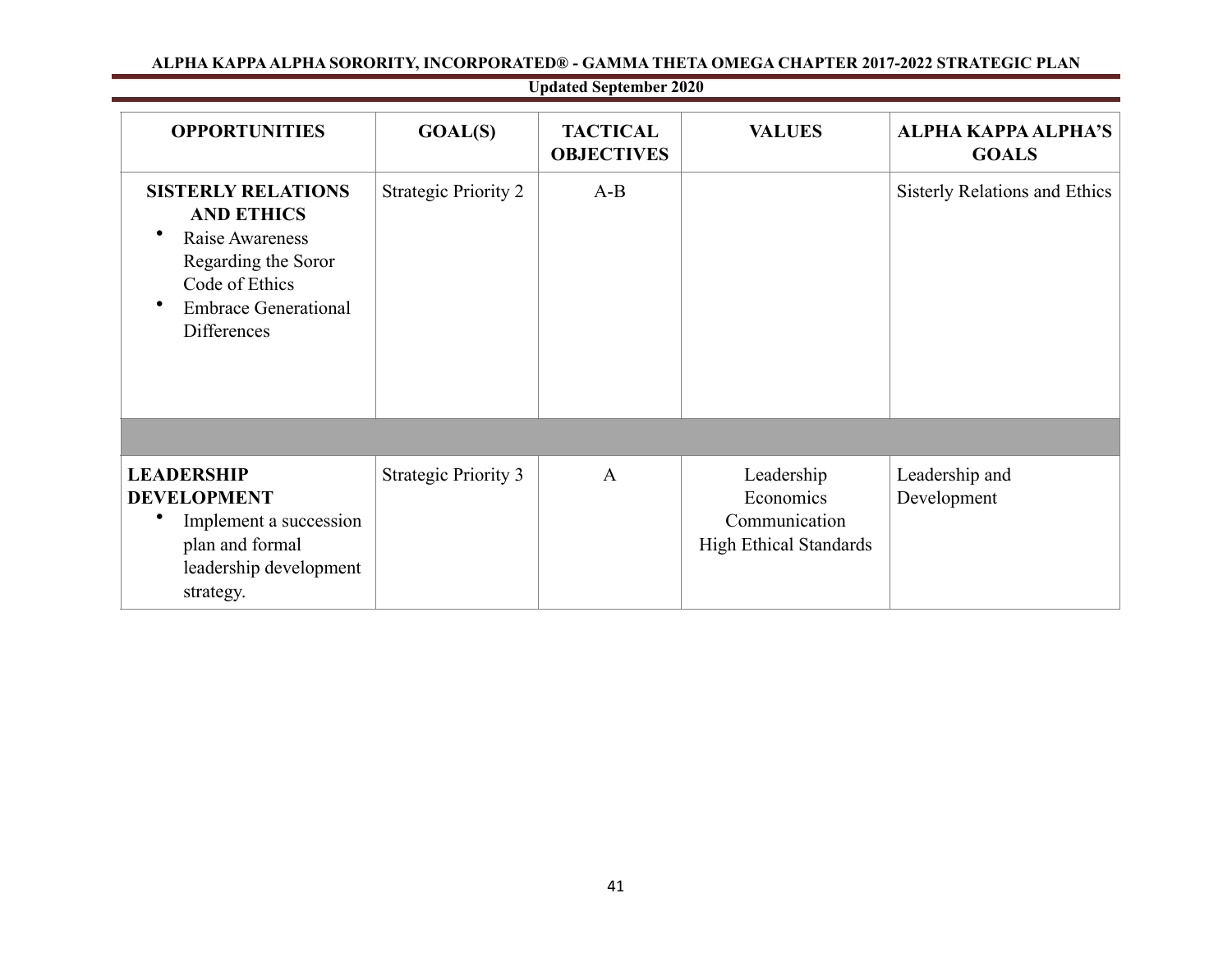| OPPORTUNITIES | GOAL(S) | TACTICAL OBJECTIVES | VALUES | ALPHA KAPPA ALPHA'S GOALS |
|---|---|---|---|---|
| **SISTERLY RELATIONS AND ETHICS**<br>• Raise Awareness Regarding the Soror Code of Ethics<br>• Embrace Generational Differences | Strategic Priority 2 | A-B | | Sisterly Relations and Ethics |
| | | | | |
| **LEADERSHIP DEVELOPMENT**<br>• Implement a succession plan and formal leadership development strategy. | Strategic Priority 3 | A | Leadership<br>Economics<br>Communication<br>High Ethical Standards | Leadership and Development |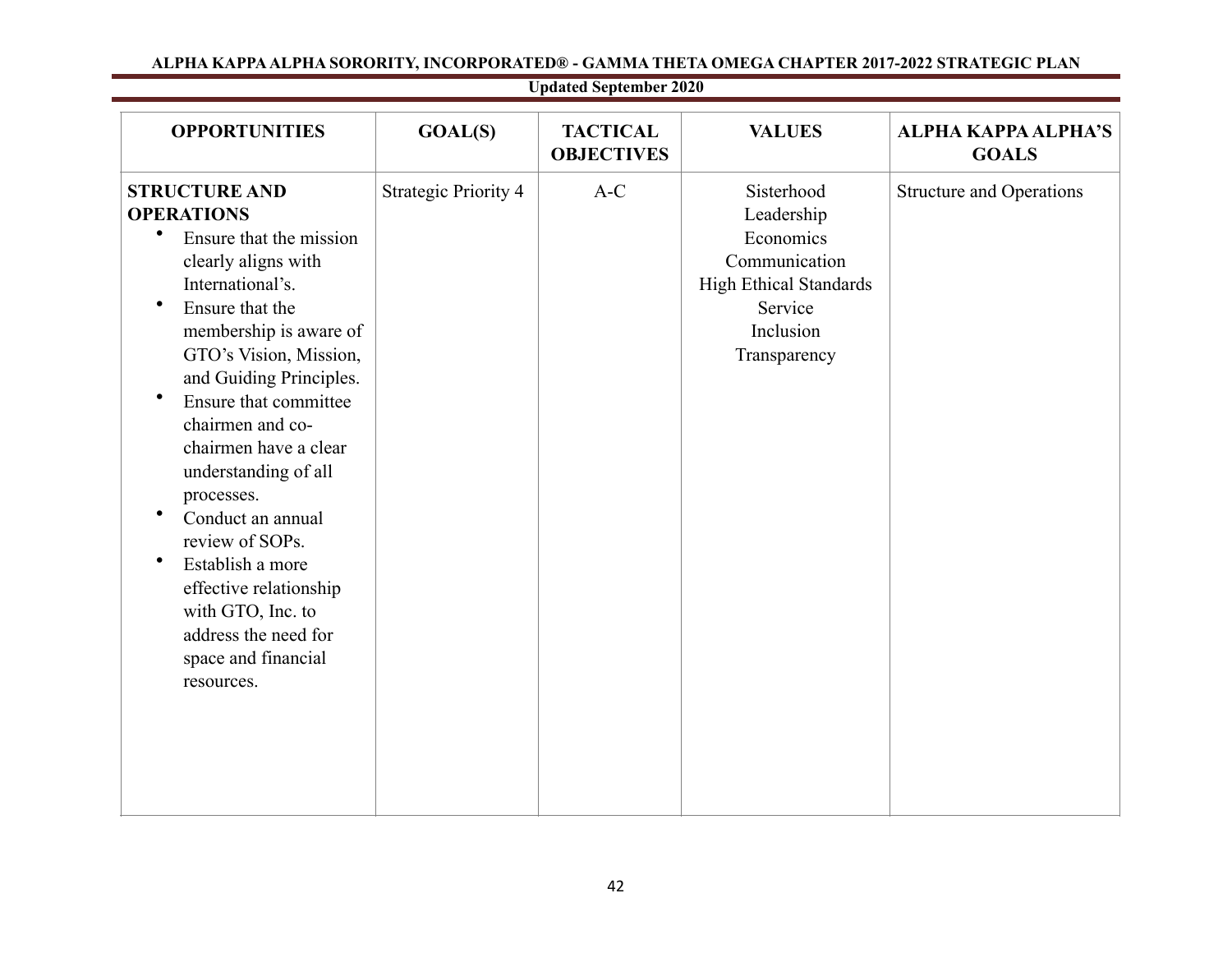| OPPORTUNITIES | GOAL(S) | TACTICAL OBJECTIVES | VALUES | ALPHA KAPPA ALPHA'S GOALS |
|---|---|---|---|---|
| **STRUCTURE AND OPERATIONS**<br>• Ensure that the mission clearly aligns with International's.<br>• Ensure that the membership is aware of GTO's Vision, Mission, and Guiding Principles.<br>• Ensure that committee chairmen and co-chairmen have a clear understanding of all processes.<br>• Conduct an annual review of SOPs.<br>• Establish a more effective relationship with GTO, Inc. to address the need for space and financial resources. | Strategic Priority 4 | A-C | Sisterhood<br>Leadership<br>Economics<br>Communication<br>High Ethical Standards<br>Service<br>Inclusion<br>Transparency | Structure and Operations |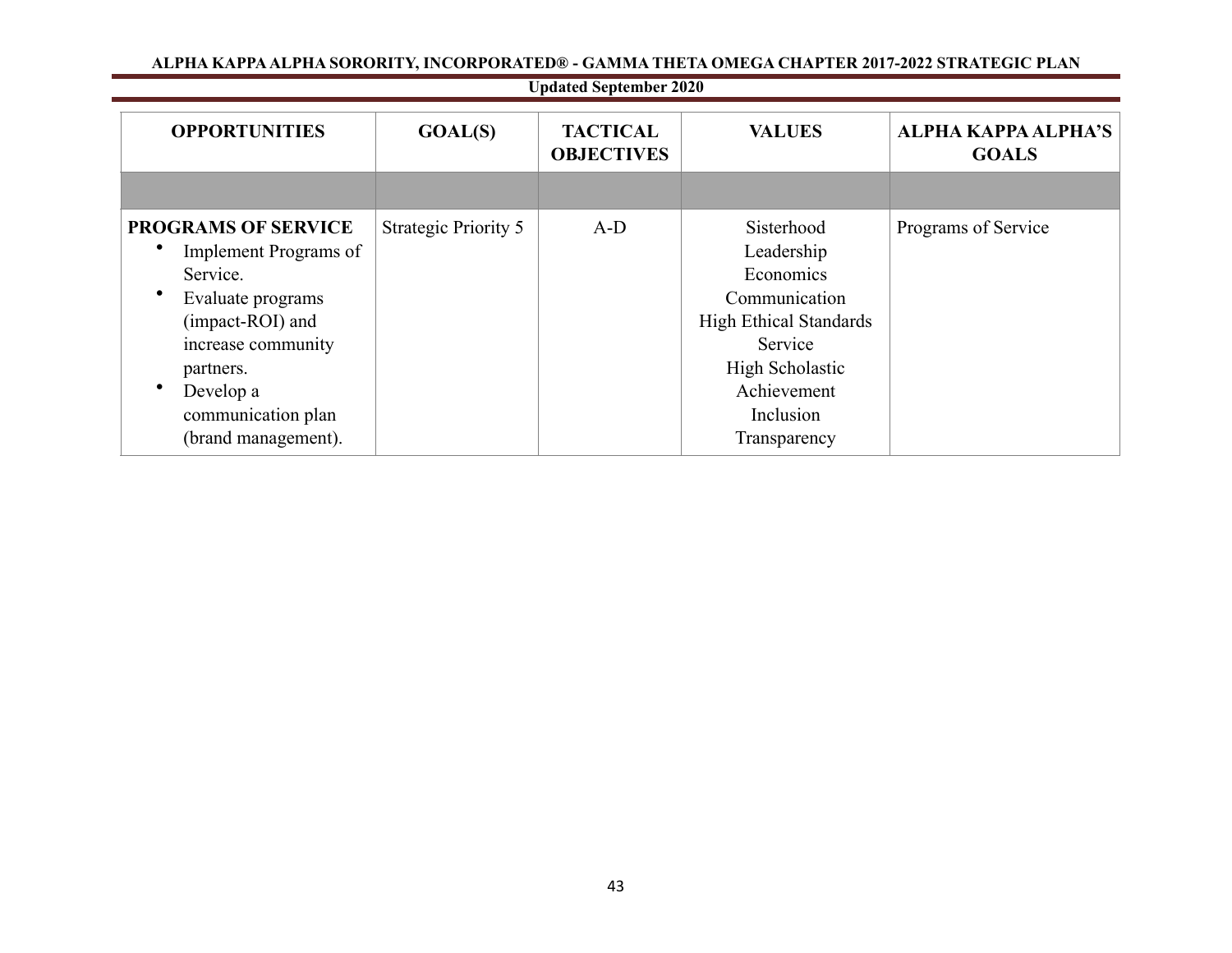| OPPORTUNITIES | GOAL(S) | TACTICAL OBJECTIVES | VALUES | ALPHA KAPPA ALPHA'S GOALS |
|---|---|---|---|---|
| | | | | |
| **PROGRAMS OF SERVICE**<br>• Implement Programs of Service.<br>• Evaluate programs (impact-ROI) and increase community partners.<br>• Develop a communication plan (brand management). | Strategic Priority 5 | A-D | Sisterhood<br>Leadership<br>Economics<br>Communication<br>High Ethical Standards<br>Service<br>High Scholastic Achievement<br>Inclusion<br>Transparency | Programs of Service |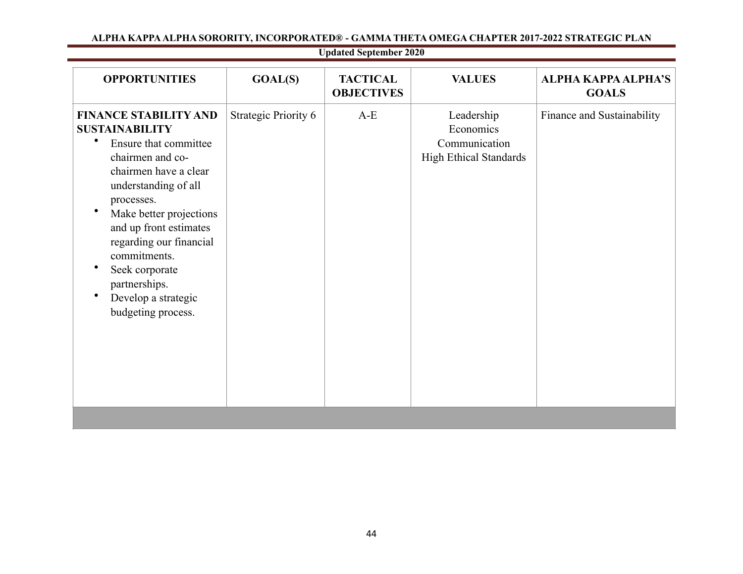| OPPORTUNITIES | GOAL(S) | TACTICAL OBJECTIVES | VALUES | ALPHA KAPPA ALPHA'S GOALS |
|---|---|---|---|---|
| **FINANCE STABILITY AND SUSTAINABILITY**<br>• Ensure that committee chairmen and co-chairmen have a clear understanding of all processes.<br>• Make better projections and up front estimates regarding our financial commitments.<br>• Seek corporate partnerships.<br>• Develop a strategic budgeting process. | Strategic Priority 6 | A-E | Leadership<br>Economics<br>Communication<br>High Ethical Standards | Finance and Sustainability |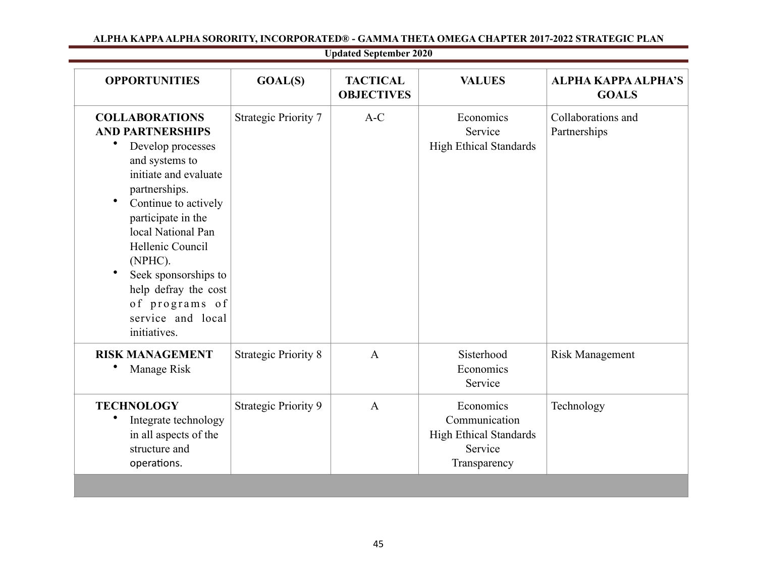| OPPORTUNITIES | GOAL(S) | TACTICAL OBJECTIVES | VALUES | ALPHA KAPPA ALPHA'S GOALS |
|---|---|---|---|---|
| **COLLABORATIONS AND PARTNERSHIPS**<br>• Develop processes and systems to initiate and evaluate partnerships.<br>• Continue to actively participate in the local National Pan Hellenic Council (NPHC).<br>• Seek sponsorships to help defray the cost of programs of service and local initiatives. | Strategic Priority 7 | A-C | Economics<br>Service<br>High Ethical Standards | Collaborations and Partnerships |
| **RISK MANAGEMENT**<br>• Manage Risk | Strategic Priority 8 | A | Sisterhood<br>Economics<br>Service | Risk Management |
| **TECHNOLOGY**<br>• Integrate technology in all aspects of the structure and operations. | Strategic Priority 9 | A | Economics<br>Communication<br>High Ethical Standards<br>Service<br>Transparency | Technology |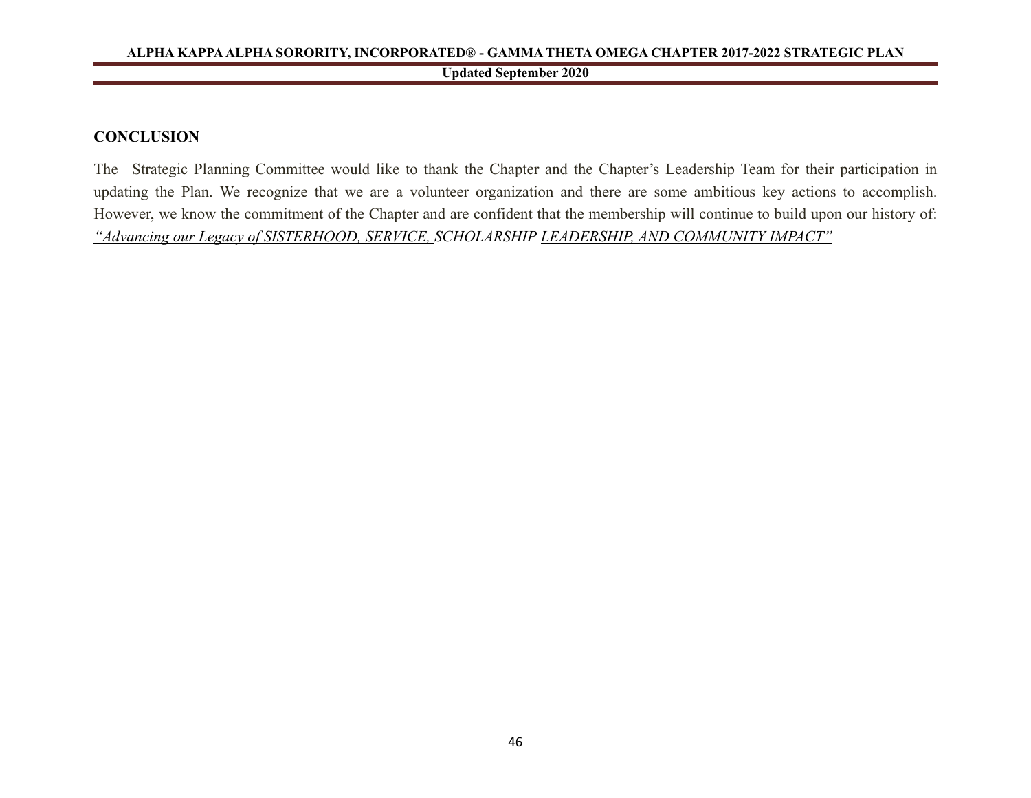## CONCLUSION

The Strategic Planning Committee would like to thank the Chapter and the Chapter's Leadership Team for their participation in updating the Plan. We recognize that we are a volunteer organization and there are some ambitious key actions to accomplish. However, we know the commitment of the Chapter and are confident that the membership will continue to build upon our history of: *"Advancing our Legacy of SISTERHOOD, SERVICE, SCHOLARSHIP LEADERSHIP, AND COMMUNITY IMPACT"*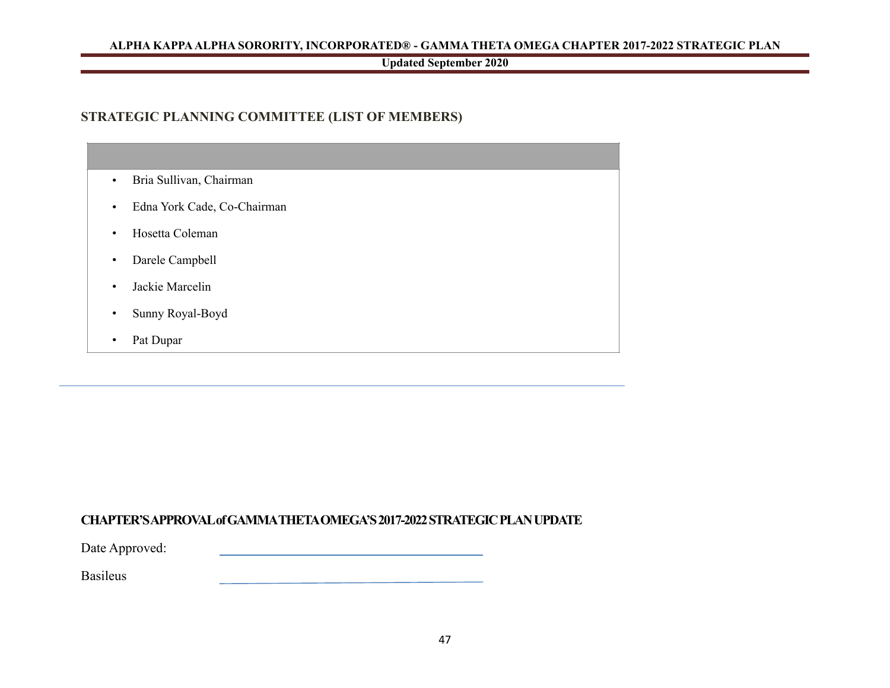## STRATEGIC PLANNING COMMITTEE (LIST OF MEMBERS)

- Bria Sullivan, Chairman
- Edna York Cade, Co-Chairman
- Hosetta Coleman
- Darele Campbell
- Jackie Marcelin
- Sunny Royal-Boyd
- Pat Dupar

## CHAPTER'S APPROVAL of GAMMA THETA OMEGA'S 2017-2022 STRATEGIC PLAN UPDATE

Date Approved: ______________________________

Basileus ______________________________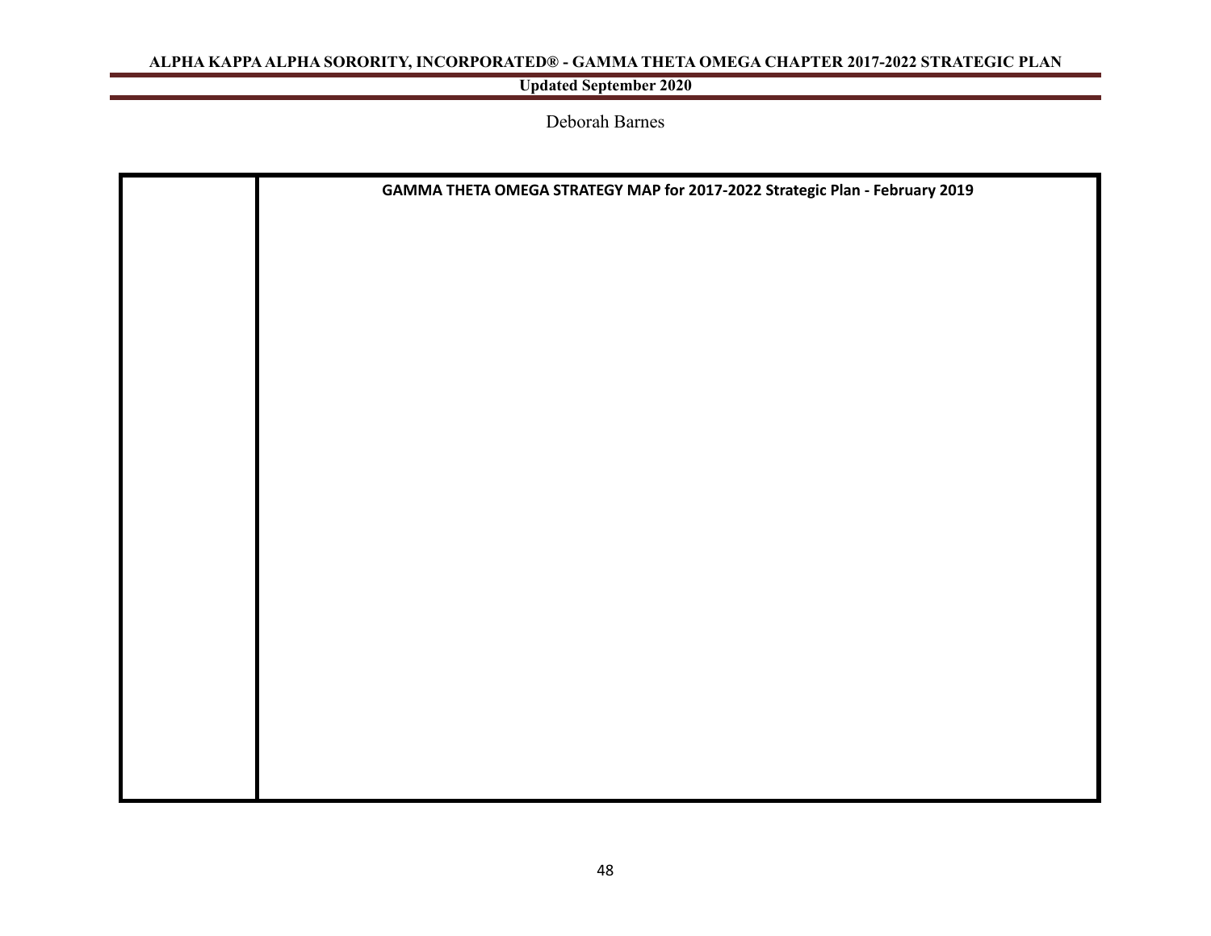Deborah Barnes

| | GAMMA THETA OMEGA STRATEGY MAP for 2017-2022 Strategic Plan - February 2019 |
|---|---|
| | |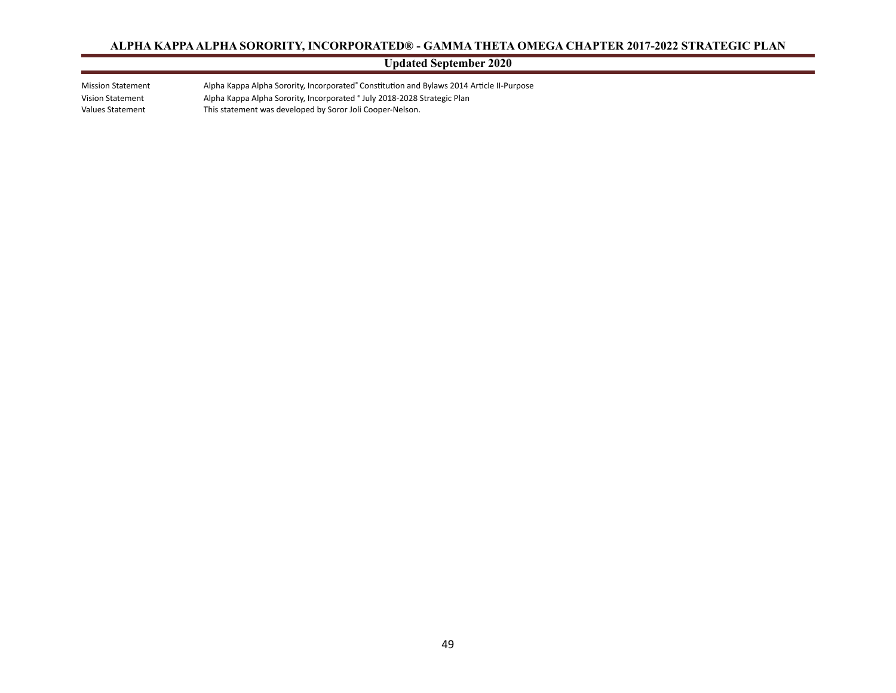# ALPHA KAPPA ALPHA SORORITY, INCORPORATED® - GAMMA THETA OMEGA CHAPTER 2017-2022 STRATEGIC PLAN

## Updated September 2020

| | |
|---|---|
| Mission Statement | Alpha Kappa Alpha Sorority, Incorporated® Constitution and Bylaws 2014 Article II-Purpose |
| Vision Statement | Alpha Kappa Alpha Sorority, Incorporated ® July 2018-2028 Strategic Plan |
| Values Statement | This statement was developed by Soror Joli Cooper-Nelson. |